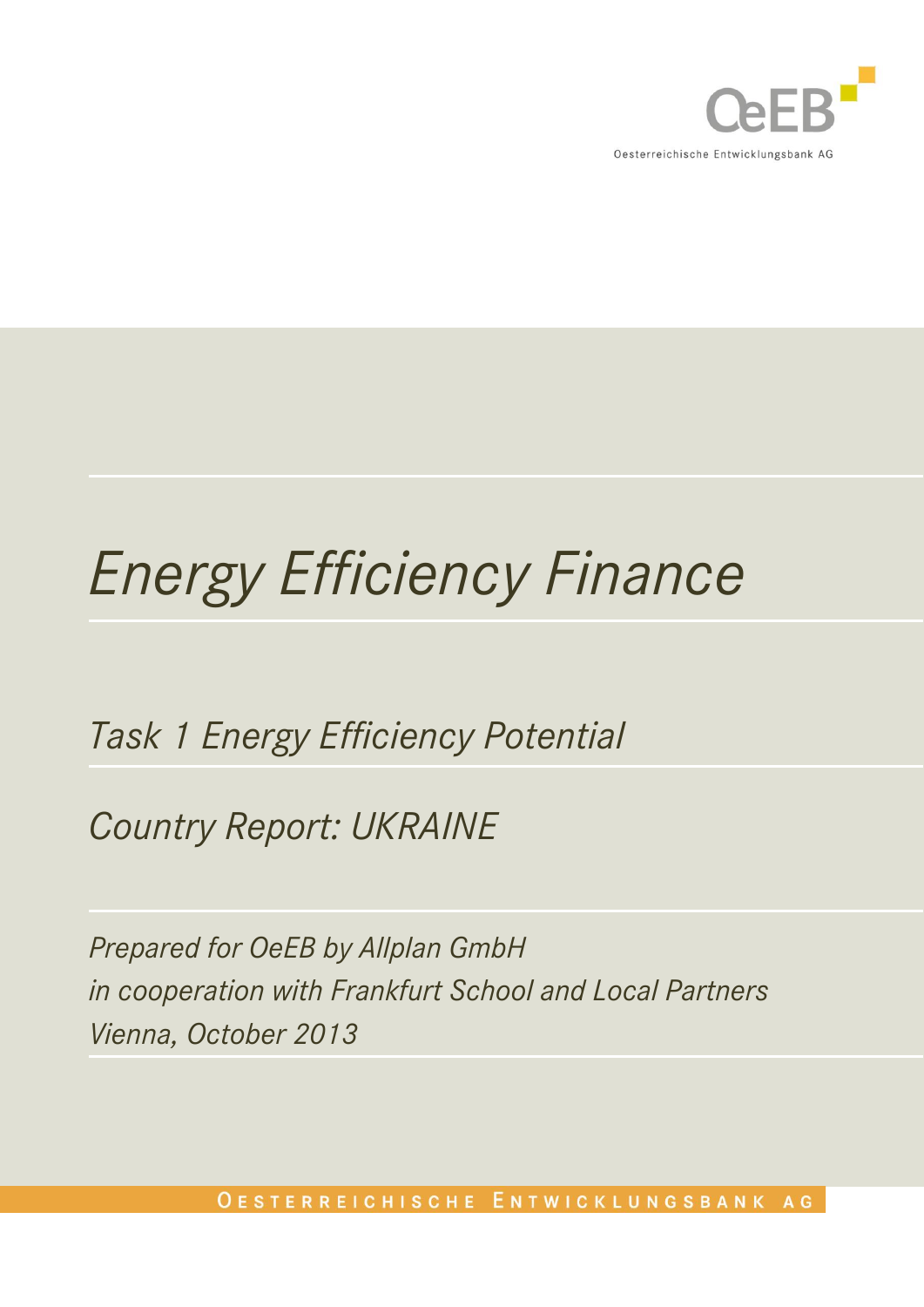Oesterreichische Entwicklungsbank AG

# *Energy Efficiency Finance*

## *Task 1 Energy Efficiency Potential*

## *Country Report: UKRAINE*

*Prepared for OeEB by Allplan GmbH*
*in cooperation with Frankfurt School and Local Partners*
*Vienna, October 2013*

OESTERREICHISCHE ENTWICKLUNGSBANK AG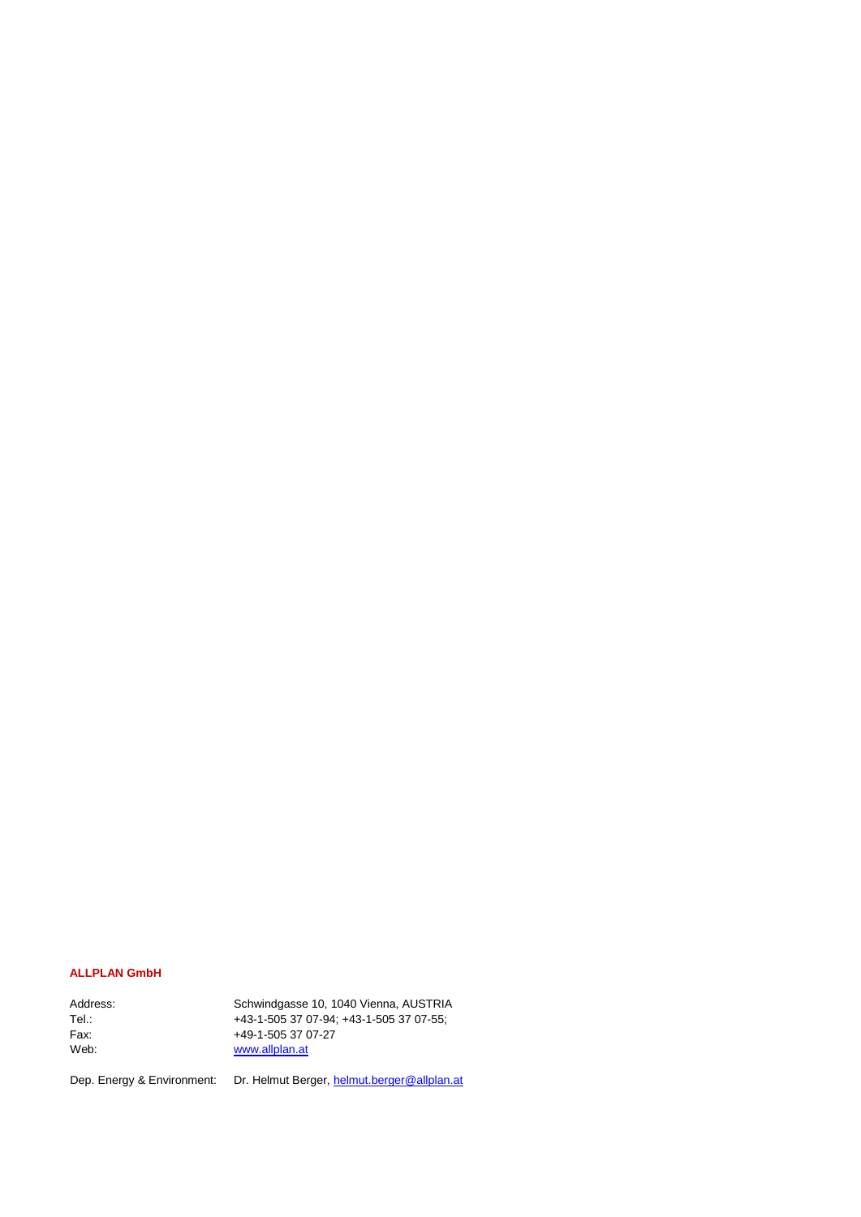**ALLPLAN GmbH**

| | |
|---|---|
| Address: | Schwindgasse 10, 1040 Vienna, AUSTRIA |
| Tel.: | +43-1-505 37 07-94; +43-1-505 37 07-55; |
| Fax: | +49-1-505 37 07-27 |
| Web: | www.allplan.at |

Dep. Energy & Environment: Dr. Helmut Berger, helmut.berger@allplan.at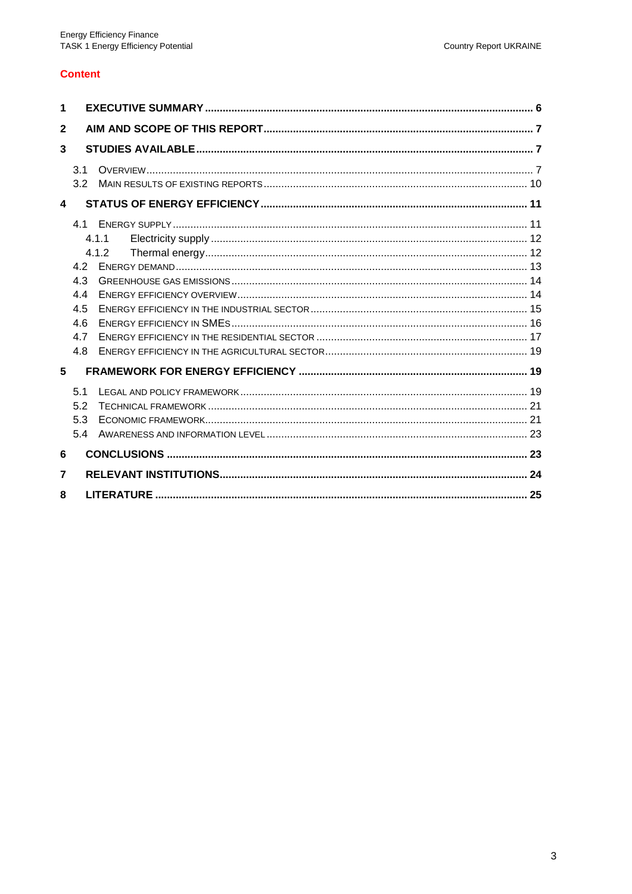## Content

1 EXECUTIVE SUMMARY ..... 6

2 AIM AND SCOPE OF THIS REPORT ..... 7

3 STUDIES AVAILABLE ..... 7

- 3.1 OVERVIEW ..... 7
- 3.2 MAIN RESULTS OF EXISTING REPORTS ..... 10

4 STATUS OF ENERGY EFFICIENCY ..... 11

- 4.1 ENERGY SUPPLY ..... 11
  - 4.1.1 Electricity supply ..... 12
  - 4.1.2 Thermal energy ..... 12
- 4.2 ENERGY DEMAND ..... 13
- 4.3 GREENHOUSE GAS EMISSIONS ..... 14
- 4.4 ENERGY EFFICIENCY OVERVIEW ..... 14
- 4.5 ENERGY EFFICIENCY IN THE INDUSTRIAL SECTOR ..... 15
- 4.6 ENERGY EFFICIENCY IN SMES ..... 16
- 4.7 ENERGY EFFICIENCY IN THE RESIDENTIAL SECTOR ..... 17
- 4.8 ENERGY EFFICIENCY IN THE AGRICULTURAL SECTOR ..... 19

5 FRAMEWORK FOR ENERGY EFFICIENCY ..... 19

- 5.1 LEGAL AND POLICY FRAMEWORK ..... 19
- 5.2 TECHNICAL FRAMEWORK ..... 21
- 5.3 ECONOMIC FRAMEWORK ..... 21
- 5.4 AWARENESS AND INFORMATION LEVEL ..... 23

6 CONCLUSIONS ..... 23

7 RELEVANT INSTITUTIONS ..... 24

8 LITERATURE ..... 25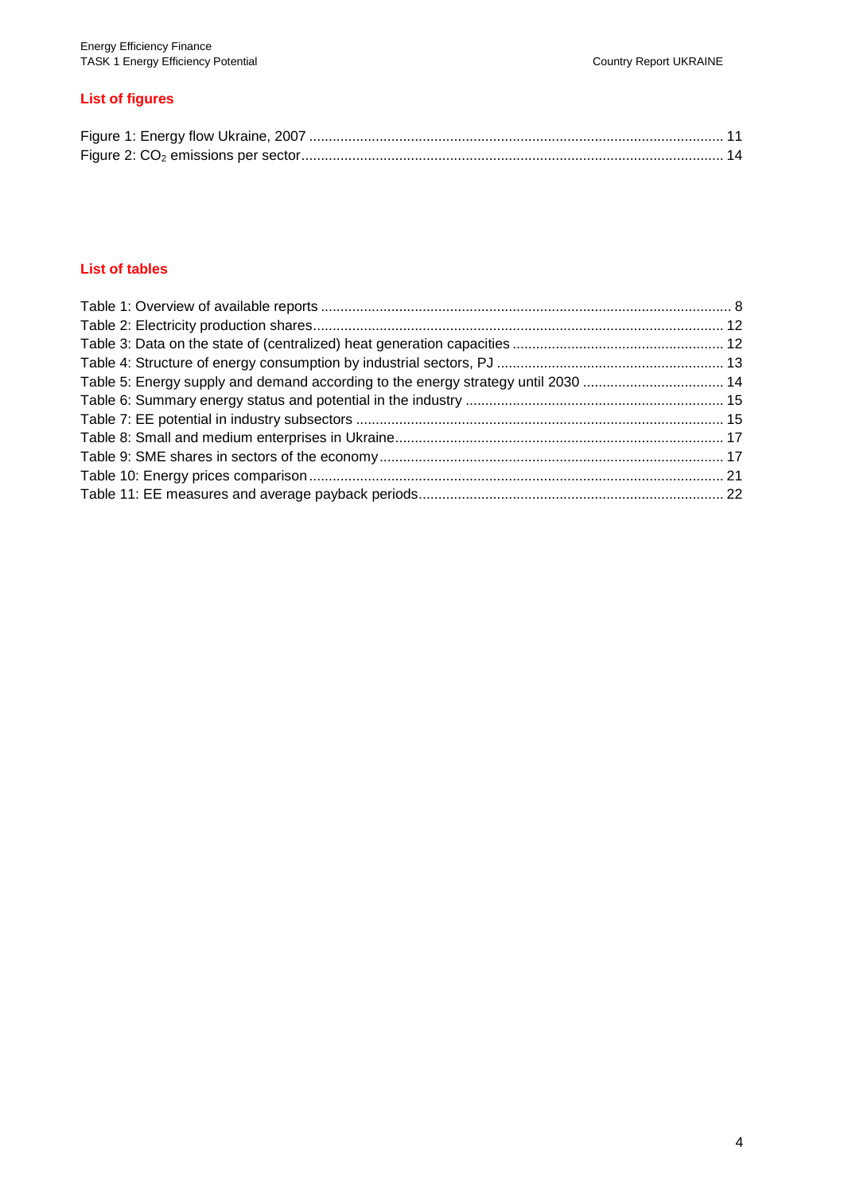## List of figures

Figure 1: Energy flow Ukraine, 2007 ........................................................................................................ 11
Figure 2: $CO_2$ emissions per sector ........................................................................................................ 14

## List of tables

Table 1: Overview of available reports ........................................................................................................ 8
Table 2: Electricity production shares ........................................................................................................ 12
Table 3: Data on the state of (centralized) heat generation capacities ...................................................... 12
Table 4: Structure of energy consumption by industrial sectors, PJ .......................................................... 13
Table 5: Energy supply and demand according to the energy strategy until 2030 .................................... 14
Table 6: Summary energy status and potential in the industry .................................................................. 15
Table 7: EE potential in industry subsectors .............................................................................................. 15
Table 8: Small and medium enterprises in Ukraine .................................................................................... 17
Table 9: SME shares in sectors of the economy ........................................................................................ 17
Table 10: Energy prices comparison .......................................................................................................... 21
Table 11: EE measures and average payback periods .............................................................................. 22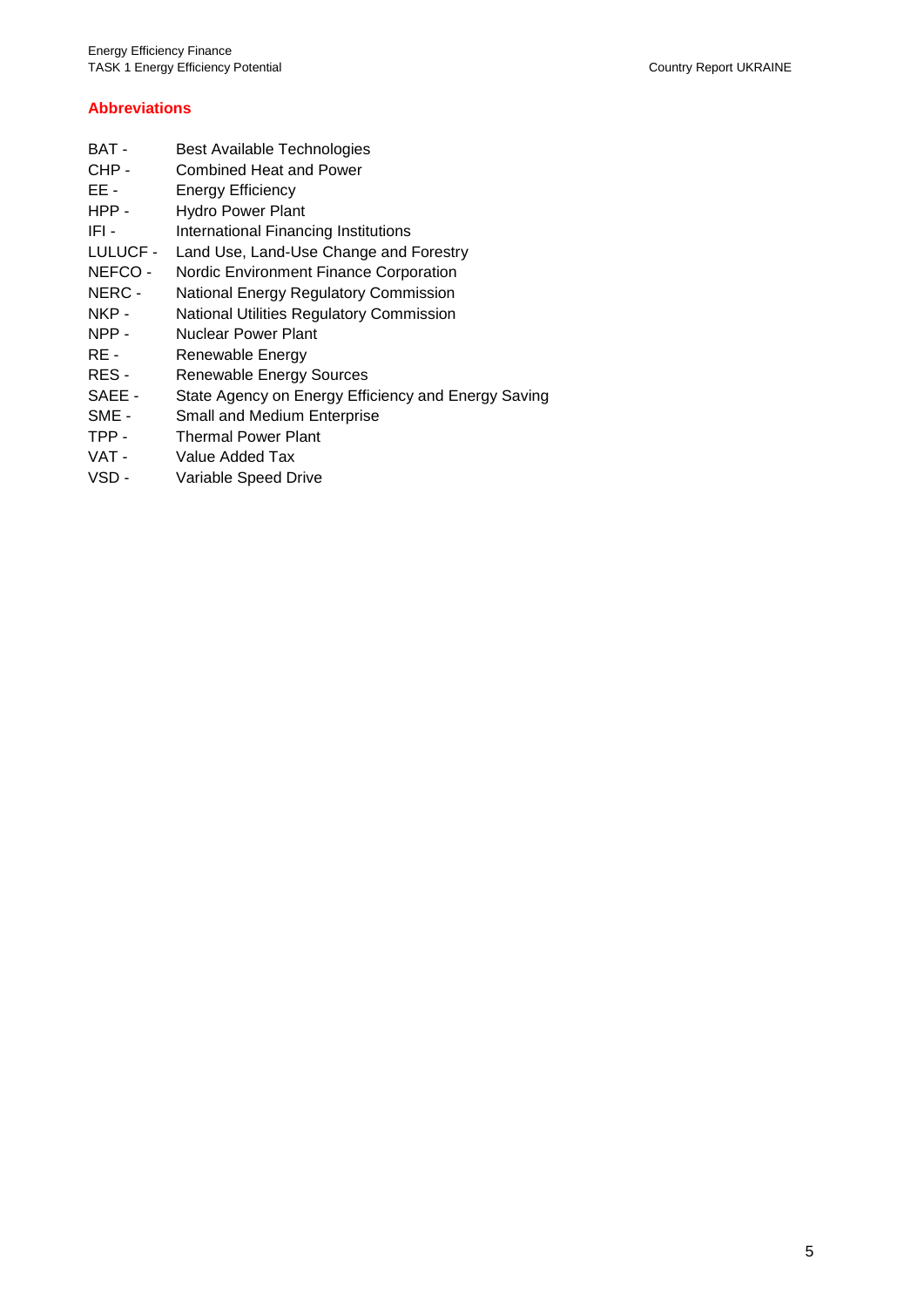## Abbreviations

| | |
|---|---|
| BAT - | Best Available Technologies |
| CHP - | Combined Heat and Power |
| EE - | Energy Efficiency |
| HPP - | Hydro Power Plant |
| IFI - | International Financing Institutions |
| LULUCF - | Land Use, Land-Use Change and Forestry |
| NEFCO - | Nordic Environment Finance Corporation |
| NERC - | National Energy Regulatory Commission |
| NKP - | National Utilities Regulatory Commission |
| NPP - | Nuclear Power Plant |
| RE - | Renewable Energy |
| RES - | Renewable Energy Sources |
| SAEE - | State Agency on Energy Efficiency and Energy Saving |
| SME - | Small and Medium Enterprise |
| TPP - | Thermal Power Plant |
| VAT - | Value Added Tax |
| VSD - | Variable Speed Drive |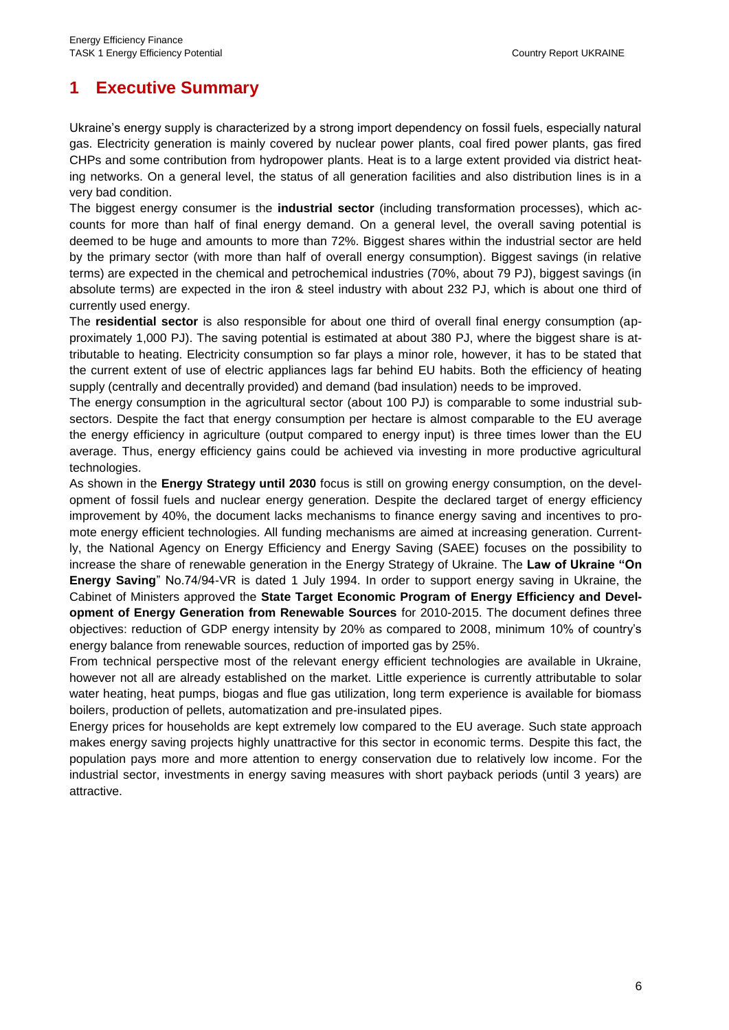# 1 Executive Summary

Ukraine's energy supply is characterized by a strong import dependency on fossil fuels, especially natural gas. Electricity generation is mainly covered by nuclear power plants, coal fired power plants, gas fired CHPs and some contribution from hydropower plants. Heat is to a large extent provided via district heating networks. On a general level, the status of all generation facilities and also distribution lines is in a very bad condition.

The biggest energy consumer is the **industrial sector** (including transformation processes), which accounts for more than half of final energy demand. On a general level, the overall saving potential is deemed to be huge and amounts to more than 72%. Biggest shares within the industrial sector are held by the primary sector (with more than half of overall energy consumption). Biggest savings (in relative terms) are expected in the chemical and petrochemical industries (70%, about 79 PJ), biggest savings (in absolute terms) are expected in the iron & steel industry with about 232 PJ, which is about one third of currently used energy.

The **residential sector** is also responsible for about one third of overall final energy consumption (approximately 1,000 PJ). The saving potential is estimated at about 380 PJ, where the biggest share is attributable to heating. Electricity consumption so far plays a minor role, however, it has to be stated that the current extent of use of electric appliances lags far behind EU habits. Both the efficiency of heating supply (centrally and decentrally provided) and demand (bad insulation) needs to be improved.

The energy consumption in the agricultural sector (about 100 PJ) is comparable to some industrial subsectors. Despite the fact that energy consumption per hectare is almost comparable to the EU average the energy efficiency in agriculture (output compared to energy input) is three times lower than the EU average. Thus, energy efficiency gains could be achieved via investing in more productive agricultural technologies.

As shown in the **Energy Strategy until 2030** focus is still on growing energy consumption, on the development of fossil fuels and nuclear energy generation. Despite the declared target of energy efficiency improvement by 40%, the document lacks mechanisms to finance energy saving and incentives to promote energy efficient technologies. All funding mechanisms are aimed at increasing generation. Currently, the National Agency on Energy Efficiency and Energy Saving (SAEE) focuses on the possibility to increase the share of renewable generation in the Energy Strategy of Ukraine. The **Law of Ukraine "On Energy Saving**" No.74/94-VR is dated 1 July 1994. In order to support energy saving in Ukraine, the Cabinet of Ministers approved the **State Target Economic Program of Energy Efficiency and Development of Energy Generation from Renewable Sources** for 2010-2015. The document defines three objectives: reduction of GDP energy intensity by 20% as compared to 2008, minimum 10% of country's energy balance from renewable sources, reduction of imported gas by 25%.

From technical perspective most of the relevant energy efficient technologies are available in Ukraine, however not all are already established on the market. Little experience is currently attributable to solar water heating, heat pumps, biogas and flue gas utilization, long term experience is available for biomass boilers, production of pellets, automatization and pre-insulated pipes.

Energy prices for households are kept extremely low compared to the EU average. Such state approach makes energy saving projects highly unattractive for this sector in economic terms. Despite this fact, the population pays more and more attention to energy conservation due to relatively low income. For the industrial sector, investments in energy saving measures with short payback periods (until 3 years) are attractive.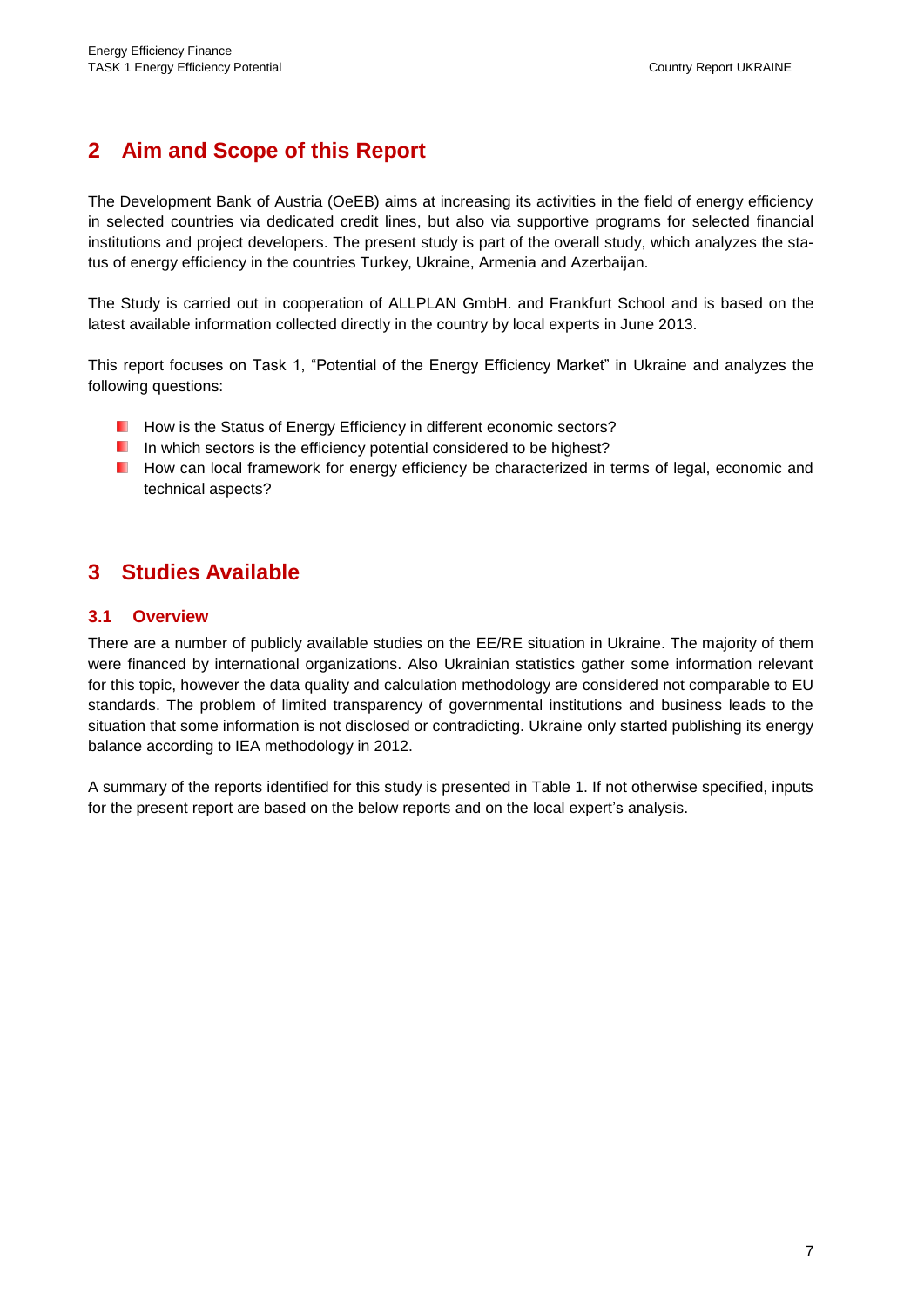# 2 Aim and Scope of this Report

The Development Bank of Austria (OeEB) aims at increasing its activities in the field of energy efficiency in selected countries via dedicated credit lines, but also via supportive programs for selected financial institutions and project developers. The present study is part of the overall study, which analyzes the status of energy efficiency in the countries Turkey, Ukraine, Armenia and Azerbaijan.

The Study is carried out in cooperation of ALLPLAN GmbH. and Frankfurt School and is based on the latest available information collected directly in the country by local experts in June 2013.

This report focuses on Task 1, "Potential of the Energy Efficiency Market" in Ukraine and analyzes the following questions:

- How is the Status of Energy Efficiency in different economic sectors?
- In which sectors is the efficiency potential considered to be highest?
- How can local framework for energy efficiency be characterized in terms of legal, economic and technical aspects?

# 3 Studies Available

## 3.1 Overview

There are a number of publicly available studies on the EE/RE situation in Ukraine. The majority of them were financed by international organizations. Also Ukrainian statistics gather some information relevant for this topic, however the data quality and calculation methodology are considered not comparable to EU standards. The problem of limited transparency of governmental institutions and business leads to the situation that some information is not disclosed or contradicting. Ukraine only started publishing its energy balance according to IEA methodology in 2012.

A summary of the reports identified for this study is presented in Table 1. If not otherwise specified, inputs for the present report are based on the below reports and on the local expert's analysis.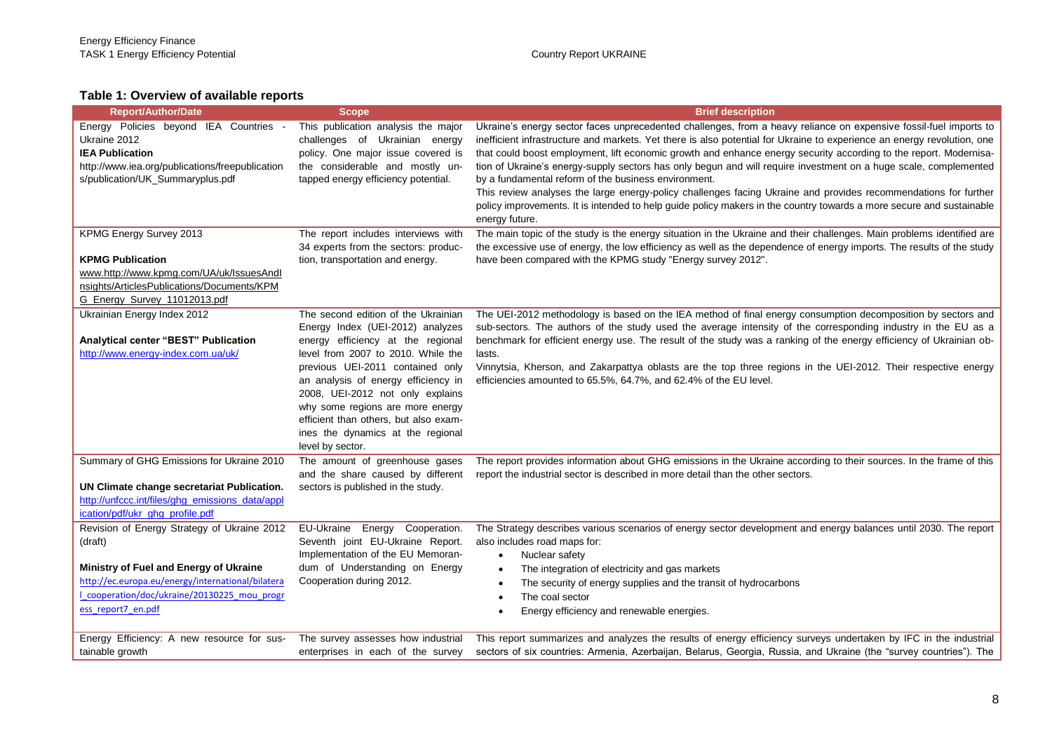**Table 1: Overview of available reports**

| Report/Author/Date | Scope | Brief description |
|---|---|---|
| Energy Policies beyond IEA Countries - Ukraine 2012<br>**IEA Publication**<br>http://www.iea.org/publications/freepublications/publication/UK_Summaryplus.pdf | This publication analysis the major challenges of Ukrainian energy policy. One major issue covered is the considerable and mostly untapped energy efficiency potential. | Ukraine's energy sector faces unprecedented challenges, from a heavy reliance on expensive fossil-fuel imports to inefficient infrastructure and markets. Yet there is also potential for Ukraine to experience an energy revolution, one that could boost employment, lift economic growth and enhance energy security according to the report. Modernisation of Ukraine's energy-supply sectors has only begun and will require investment on a huge scale, complemented by a fundamental reform of the business environment.<br>This review analyses the large energy-policy challenges facing Ukraine and provides recommendations for further policy improvements. It is intended to help guide policy makers in the country towards a more secure and sustainable energy future. |
| KPMG Energy Survey 2013<br>**KPMG Publication**<br>www.http://www.kpmg.com/UA/uk/IssuesAndInsights/ArticlesPublications/Documents/KPMG_Energy_Survey_11012013.pdf | The report includes interviews with 34 experts from the sectors: production, transportation and energy. | The main topic of the study is the energy situation in the Ukraine and their challenges. Main problems identified are the excessive use of energy, the low efficiency as well as the dependence of energy imports. The results of the study have been compared with the KPMG study "Energy survey 2012". |
| Ukrainian Energy Index 2012<br>**Analytical center "BEST" Publication**<br>http://www.energy-index.com.ua/uk/ | The second edition of the Ukrainian Energy Index (UEI-2012) analyzes energy efficiency at the regional level from 2007 to 2010. While the previous UEI-2011 contained only an analysis of energy efficiency in 2008, UEI-2012 not only explains why some regions are more energy efficient than others, but also examines the dynamics at the regional level by sector. | The UEI-2012 methodology is based on the IEA method of final energy consumption decomposition by sectors and sub-sectors. The authors of the study used the average intensity of the corresponding industry in the EU as a benchmark for efficient energy use. The result of the study was a ranking of the energy efficiency of Ukrainian oblasts.<br>Vinnytsia, Kherson, and Zakarpattya oblasts are the top three regions in the UEI-2012. Their respective energy efficiencies amounted to 65.5%, 64.7%, and 62.4% of the EU level. |
| Summary of GHG Emissions for Ukraine 2010<br>**UN Climate change secretariat Publication.**<br>http://unfccc.int/files/ghg_emissions_data/application/pdf/ukr_ghg_profile.pdf | The amount of greenhouse gases and the share caused by different sectors is published in the study. | The report provides information about GHG emissions in the Ukraine according to their sources. In the frame of this report the industrial sector is described in more detail than the other sectors. |
| Revision of Energy Strategy of Ukraine 2012 (draft)<br>**Ministry of Fuel and Energy of Ukraine**<br>http://ec.europa.eu/energy/international/bilateral_cooperation/doc/ukraine/20130225_mou_progress_report7_en.pdf | EU-Ukraine Energy Cooperation. Seventh joint EU-Ukraine Report. Implementation of the EU Memorandum of Understanding on Energy Cooperation during 2012. | The Strategy describes various scenarios of energy sector development and energy balances until 2030. The report also includes road maps for:<br>• Nuclear safety<br>• The integration of electricity and gas markets<br>• The security of energy supplies and the transit of hydrocarbons<br>• The coal sector<br>• Energy efficiency and renewable energies. |
| Energy Efficiency: A new resource for sustainable growth | The survey assesses how industrial enterprises in each of the survey | This report summarizes and analyzes the results of energy efficiency surveys undertaken by IFC in the industrial sectors of six countries: Armenia, Azerbaijan, Belarus, Georgia, Russia, and Ukraine (the "survey countries"). The |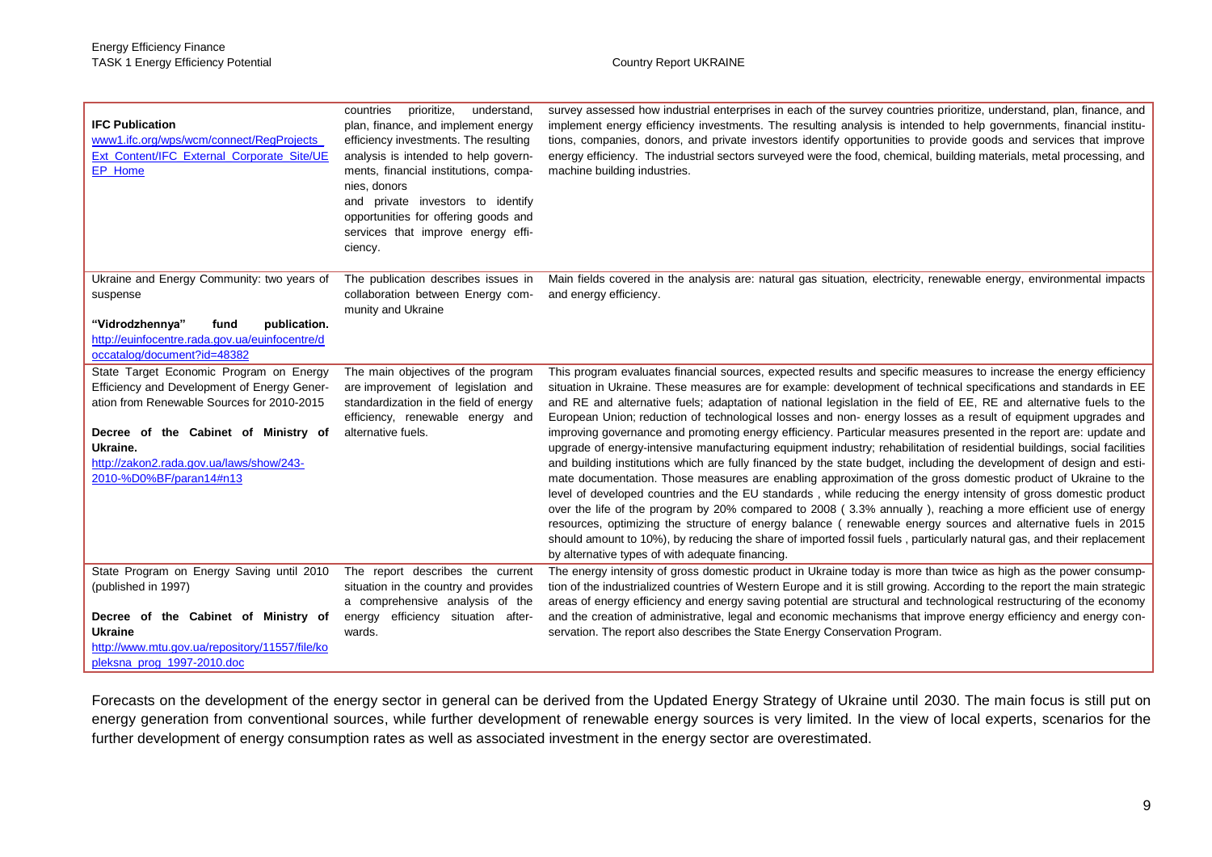| | | |
|---|---|---|
| **IFC Publication**<br>www1.ifc.org/wps/wcm/connect/RegProjects_Ext_Content/IFC_External_Corporate_Site/UEEP_Home | countries prioritize, understand, plan, finance, and implement energy efficiency investments. The resulting analysis is intended to help governments, financial institutions, companies, donors and private investors to identify opportunities for offering goods and services that improve energy efficiency. | survey assessed how industrial enterprises in each of the survey countries prioritize, understand, plan, finance, and implement energy efficiency investments. The resulting analysis is intended to help governments, financial institutions, companies, donors, and private investors identify opportunities to provide goods and services that improve energy efficiency. The industrial sectors surveyed were the food, chemical, building materials, metal processing, and machine building industries. |
| Ukraine and Energy Community: two years of suspense<br><br>**"Vidrodzhennya" fund publication.**<br>http://euinfocentre.rada.gov.ua/euinfocentre/doccatalog/document?id=48382 | The publication describes issues in collaboration between Energy community and Ukraine | Main fields covered in the analysis are: natural gas situation, electricity, renewable energy, environmental impacts and energy efficiency. |
| State Target Economic Program on Energy Efficiency and Development of Energy Generation from Renewable Sources for 2010-2015<br><br>**Decree of the Cabinet of Ministry of Ukraine.**<br>http://zakon2.rada.gov.ua/laws/show/243-2010-%D0%BF/paran14#n13 | The main objectives of the program are improvement of legislation and standardization in the field of energy efficiency, renewable energy and alternative fuels. | This program evaluates financial sources, expected results and specific measures to increase the energy efficiency situation in Ukraine. These measures are for example: development of technical specifications and standards in EE and RE and alternative fuels; adaptation of national legislation in the field of EE, RE and alternative fuels to the European Union; reduction of technological losses and non- energy losses as a result of equipment upgrades and improving governance and promoting energy efficiency. Particular measures presented in the report are: update and upgrade of energy-intensive manufacturing equipment industry; rehabilitation of residential buildings, social facilities and building institutions which are fully financed by the state budget, including the development of design and estimate documentation. Those measures are enabling approximation of the gross domestic product of Ukraine to the level of developed countries and the EU standards , while reducing the energy intensity of gross domestic product over the life of the program by 20% compared to 2008 ( 3.3% annually ), reaching a more efficient use of energy resources, optimizing the structure of energy balance ( renewable energy sources and alternative fuels in 2015 should amount to 10%), by reducing the share of imported fossil fuels , particularly natural gas, and their replacement by alternative types of with adequate financing. |
| State Program on Energy Saving until 2010 (published in 1997)<br><br>**Decree of the Cabinet of Ministry of Ukraine**<br>http://www.mtu.gov.ua/repository/11557/file/kopleksna_prog_1997-2010.doc | The report describes the current situation in the country and provides a comprehensive analysis of the energy efficiency situation afterwards. | The energy intensity of gross domestic product in Ukraine today is more than twice as high as the power consumption of the industrialized countries of Western Europe and it is still growing. According to the report the main strategic areas of energy efficiency and energy saving potential are structural and technological restructuring of the economy and the creation of administrative, legal and economic mechanisms that improve energy efficiency and energy conservation. The report also describes the State Energy Conservation Program. |

Forecasts on the development of the energy sector in general can be derived from the Updated Energy Strategy of Ukraine until 2030. The main focus is still put on energy generation from conventional sources, while further development of renewable energy sources is very limited. In the view of local experts, scenarios for the further development of energy consumption rates as well as associated investment in the energy sector are overestimated.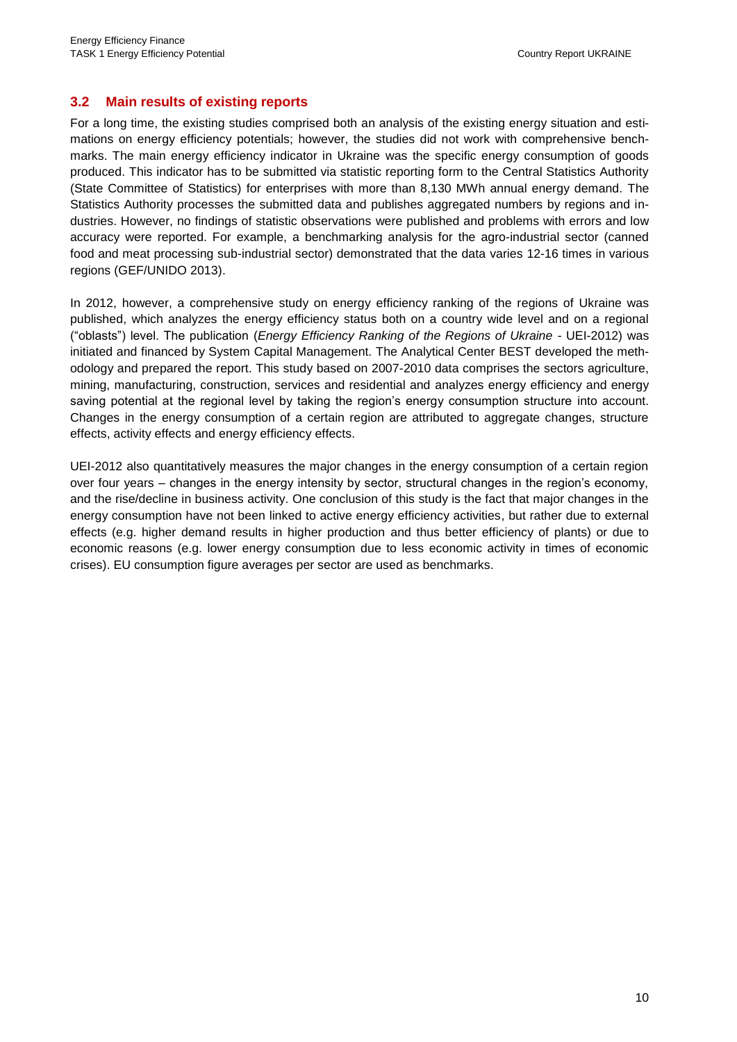## 3.2 Main results of existing reports

For a long time, the existing studies comprised both an analysis of the existing energy situation and estimations on energy efficiency potentials; however, the studies did not work with comprehensive benchmarks. The main energy efficiency indicator in Ukraine was the specific energy consumption of goods produced. This indicator has to be submitted via statistic reporting form to the Central Statistics Authority (State Committee of Statistics) for enterprises with more than 8,130 MWh annual energy demand. The Statistics Authority processes the submitted data and publishes aggregated numbers by regions and industries. However, no findings of statistic observations were published and problems with errors and low accuracy were reported. For example, a benchmarking analysis for the agro-industrial sector (canned food and meat processing sub-industrial sector) demonstrated that the data varies 12-16 times in various regions (GEF/UNIDO 2013).

In 2012, however, a comprehensive study on energy efficiency ranking of the regions of Ukraine was published, which analyzes the energy efficiency status both on a country wide level and on a regional ("oblasts") level. The publication (*Energy Efficiency Ranking of the Regions of Ukraine* - UEI-2012) was initiated and financed by System Capital Management. The Analytical Center BEST developed the methodology and prepared the report. This study based on 2007-2010 data comprises the sectors agriculture, mining, manufacturing, construction, services and residential and analyzes energy efficiency and energy saving potential at the regional level by taking the region's energy consumption structure into account. Changes in the energy consumption of a certain region are attributed to aggregate changes, structure effects, activity effects and energy efficiency effects.

UEI-2012 also quantitatively measures the major changes in the energy consumption of a certain region over four years – changes in the energy intensity by sector, structural changes in the region's economy, and the rise/decline in business activity. One conclusion of this study is the fact that major changes in the energy consumption have not been linked to active energy efficiency activities, but rather due to external effects (e.g. higher demand results in higher production and thus better efficiency of plants) or due to economic reasons (e.g. lower energy consumption due to less economic activity in times of economic crises). EU consumption figure averages per sector are used as benchmarks.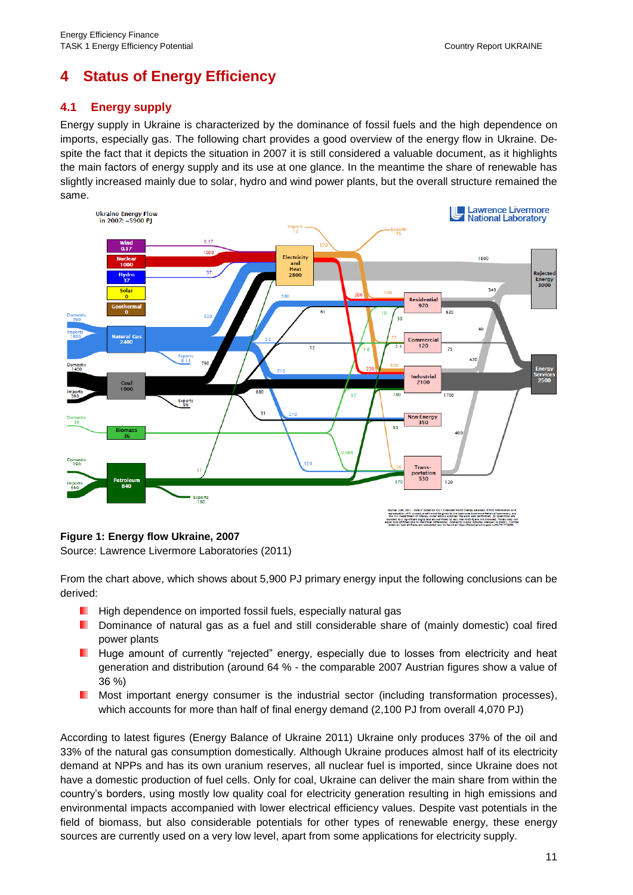# 4 Status of Energy Efficiency

## 4.1 Energy supply

Energy supply in Ukraine is characterized by the dominance of fossil fuels and the high dependence on imports, especially gas. The following chart provides a good overview of the energy flow in Ukraine. Despite the fact that it depicts the situation in 2007 it is still considered a valuable document, as it highlights the main factors of energy supply and its use at one glance. In the meantime the share of renewable has slightly increased mainly due to solar, hydro and wind power plants, but the overall structure remained the same.

**Figure 1: Energy flow Ukraine, 2007**

Source: Lawrence Livermore Laboratories (2011)

From the chart above, which shows about 5,900 PJ primary energy input the following conclusions can be derived:

- High dependence on imported fossil fuels, especially natural gas
- Dominance of natural gas as a fuel and still considerable share of (mainly domestic) coal fired power plants
- Huge amount of currently “rejected” energy, especially due to losses from electricity and heat generation and distribution (around 64 % - the comparable 2007 Austrian figures show a value of 36 %)
- Most important energy consumer is the industrial sector (including transformation processes), which accounts for more than half of final energy demand (2,100 PJ from overall 4,070 PJ)

According to latest figures (Energy Balance of Ukraine 2011) Ukraine only produces 37% of the oil and 33% of the natural gas consumption domestically. Although Ukraine produces almost half of its electricity demand at NPPs and has its own uranium reserves, all nuclear fuel is imported, since Ukraine does not have a domestic production of fuel cells. Only for coal, Ukraine can deliver the main share from within the country’s borders, using mostly low quality coal for electricity generation resulting in high emissions and environmental impacts accompanied with lower electrical efficiency values. Despite vast potentials in the field of biomass, but also considerable potentials for other types of renewable energy, these energy sources are currently used on a very low level, apart from some applications for electricity supply.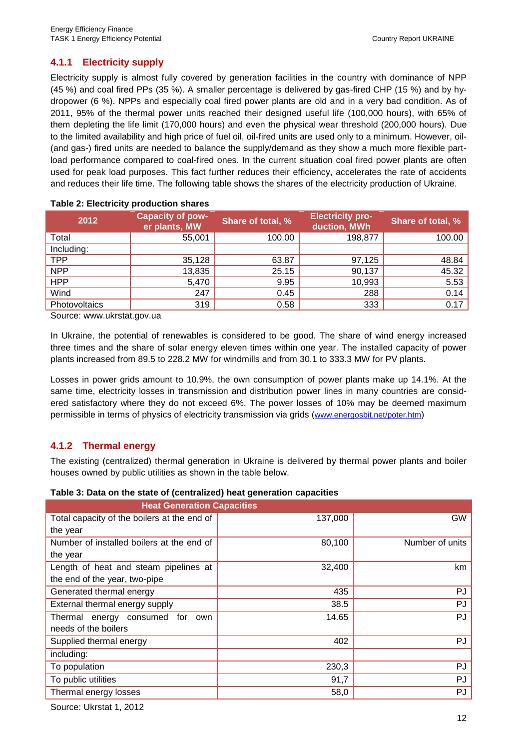### 4.1.1 Electricity supply

Electricity supply is almost fully covered by generation facilities in the country with dominance of NPP (45 %) and coal fired PPs (35 %). A smaller percentage is delivered by gas-fired CHP (15 %) and by hydropower (6 %). NPPs and especially coal fired power plants are old and in a very bad condition. As of 2011, 95% of the thermal power units reached their designed useful life (100,000 hours), with 65% of them depleting the life limit (170,000 hours) and even the physical wear threshold (200,000 hours). Due to the limited availability and high price of fuel oil, oil-fired units are used only to a minimum. However, oil- (and gas-) fired units are needed to balance the supply/demand as they show a much more flexible part-load performance compared to coal-fired ones. In the current situation coal fired power plants are often used for peak load purposes. This fact further reduces their efficiency, accelerates the rate of accidents and reduces their life time. The following table shows the shares of the electricity production of Ukraine.

**Table 2: Electricity production shares**

| 2012 | Capacity of power plants, MW | Share of total, % | Electricity production, MWh | Share of total, % |
|---|---|---|---|---|
| Total | 55,001 | 100.00 | 198,877 | 100.00 |
| Including: | | | | |
| TPP | 35,128 | 63.87 | 97,125 | 48.84 |
| NPP | 13,835 | 25.15 | 90,137 | 45.32 |
| HPP | 5,470 | 9.95 | 10,993 | 5.53 |
| Wind | 247 | 0.45 | 288 | 0.14 |
| Photovoltaics | 319 | 0.58 | 333 | 0.17 |

Source: www.ukrstat.gov.ua

In Ukraine, the potential of renewables is considered to be good. The share of wind energy increased three times and the share of solar energy eleven times within one year. The installed capacity of power plants increased from 89.5 to 228.2 MW for windmills and from 30.1 to 333.3 MW for PV plants.

Losses in power grids amount to 10.9%, the own consumption of power plants make up 14.1%. At the same time, electricity losses in transmission and distribution power lines in many countries are considered satisfactory where they do not exceed 6%. The power losses of 10% may be deemed maximum permissible in terms of physics of electricity transmission via grids (www.energosbit.net/poter.htm)

### 4.1.2 Thermal energy

The existing (centralized) thermal generation in Ukraine is delivered by thermal power plants and boiler houses owned by public utilities as shown in the table below.

**Table 3: Data on the state of (centralized) heat generation capacities**

| Heat Generation Capacities | | |
|---|---|---|
| Total capacity of the boilers at the end of the year | 137,000 | GW |
| Number of installed boilers at the end of the year | 80,100 | Number of units |
| Length of heat and steam pipelines at the end of the year, two-pipe | 32,400 | km |
| Generated thermal energy | 435 | PJ |
| External thermal energy supply | 38.5 | PJ |
| Thermal energy consumed for own needs of the boilers | 14.65 | PJ |
| Supplied thermal energy | 402 | PJ |
| including: | | |
| To population | 230,3 | PJ |
| To public utilities | 91,7 | PJ |
| Thermal energy losses | 58,0 | PJ |

Source: Ukrstat 1, 2012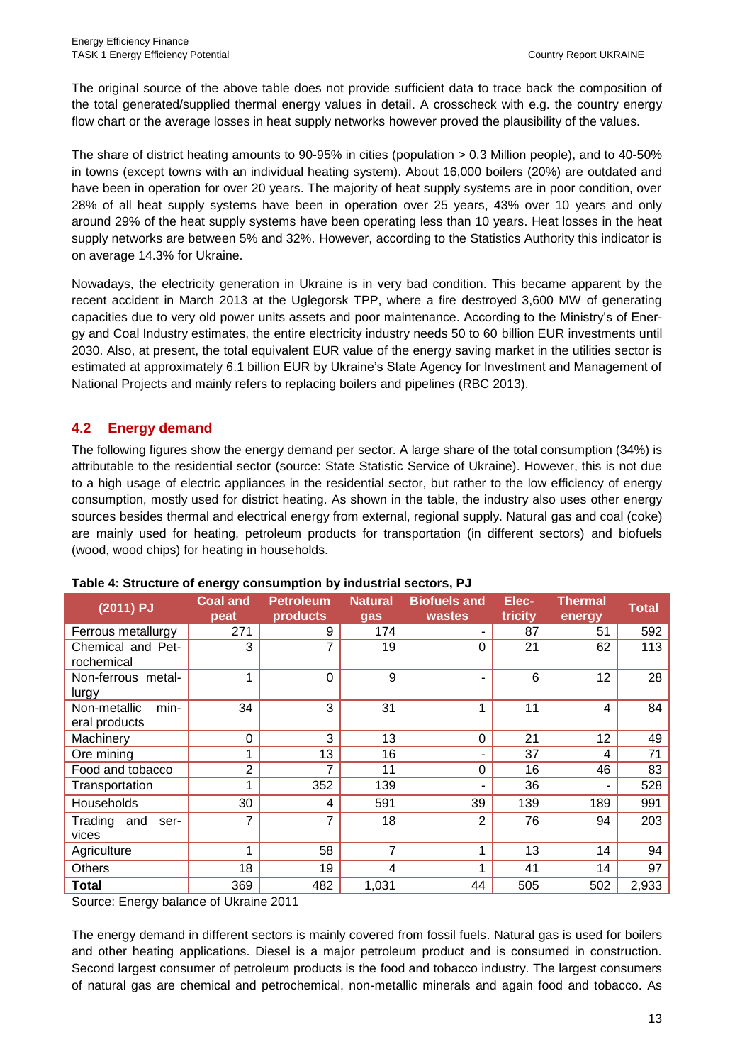The original source of the above table does not provide sufficient data to trace back the composition of the total generated/supplied thermal energy values in detail. A crosscheck with e.g. the country energy flow chart or the average losses in heat supply networks however proved the plausibility of the values.

The share of district heating amounts to 90-95% in cities (population > 0.3 Million people), and to 40-50% in towns (except towns with an individual heating system). About 16,000 boilers (20%) are outdated and have been in operation for over 20 years. The majority of heat supply systems are in poor condition, over 28% of all heat supply systems have been in operation over 25 years, 43% over 10 years and only around 29% of the heat supply systems have been operating less than 10 years. Heat losses in the heat supply networks are between 5% and 32%. However, according to the Statistics Authority this indicator is on average 14.3% for Ukraine.

Nowadays, the electricity generation in Ukraine is in very bad condition. This became apparent by the recent accident in March 2013 at the Uglegorsk TPP, where a fire destroyed 3,600 MW of generating capacities due to very old power units assets and poor maintenance. According to the Ministry's of Energy and Coal Industry estimates, the entire electricity industry needs 50 to 60 billion EUR investments until 2030. Also, at present, the total equivalent EUR value of the energy saving market in the utilities sector is estimated at approximately 6.1 billion EUR by Ukraine's State Agency for Investment and Management of National Projects and mainly refers to replacing boilers and pipelines (RBC 2013).

## 4.2 Energy demand

The following figures show the energy demand per sector. A large share of the total consumption (34%) is attributable to the residential sector (source: State Statistic Service of Ukraine). However, this is not due to a high usage of electric appliances in the residential sector, but rather to the low efficiency of energy consumption, mostly used for district heating. As shown in the table, the industry also uses other energy sources besides thermal and electrical energy from external, regional supply. Natural gas and coal (coke) are mainly used for heating, petroleum products for transportation (in different sectors) and biofuels (wood, wood chips) for heating in households.

**Table 4: Structure of energy consumption by industrial sectors, PJ**

| (2011) PJ | Coal and peat | Petroleum products | Natural gas | Biofuels and wastes | Electricity | Thermal energy | Total |
|---|---|---|---|---|---|---|---|
| Ferrous metallurgy | 271 | 9 | 174 | - | 87 | 51 | 592 |
| Chemical and Petrochemical | 3 | 7 | 19 | 0 | 21 | 62 | 113 |
| Non-ferrous metallurgy | 1 | 0 | 9 | - | 6 | 12 | 28 |
| Non-metallic mineral products | 34 | 3 | 31 | 1 | 11 | 4 | 84 |
| Machinery | 0 | 3 | 13 | 0 | 21 | 12 | 49 |
| Ore mining | 1 | 13 | 16 | - | 37 | 4 | 71 |
| Food and tobacco | 2 | 7 | 11 | 0 | 16 | 46 | 83 |
| Transportation | 1 | 352 | 139 | - | 36 | - | 528 |
| Households | 30 | 4 | 591 | 39 | 139 | 189 | 991 |
| Trading and services | 7 | 7 | 18 | 2 | 76 | 94 | 203 |
| Agriculture | 1 | 58 | 7 | 1 | 13 | 14 | 94 |
| Others | 18 | 19 | 4 | 1 | 41 | 14 | 97 |
| **Total** | 369 | 482 | 1,031 | 44 | 505 | 502 | 2,933 |

Source: Energy balance of Ukraine 2011

The energy demand in different sectors is mainly covered from fossil fuels. Natural gas is used for boilers and other heating applications. Diesel is a major petroleum product and is consumed in construction. Second largest consumer of petroleum products is the food and tobacco industry. The largest consumers of natural gas are chemical and petrochemical, non-metallic minerals and again food and tobacco. As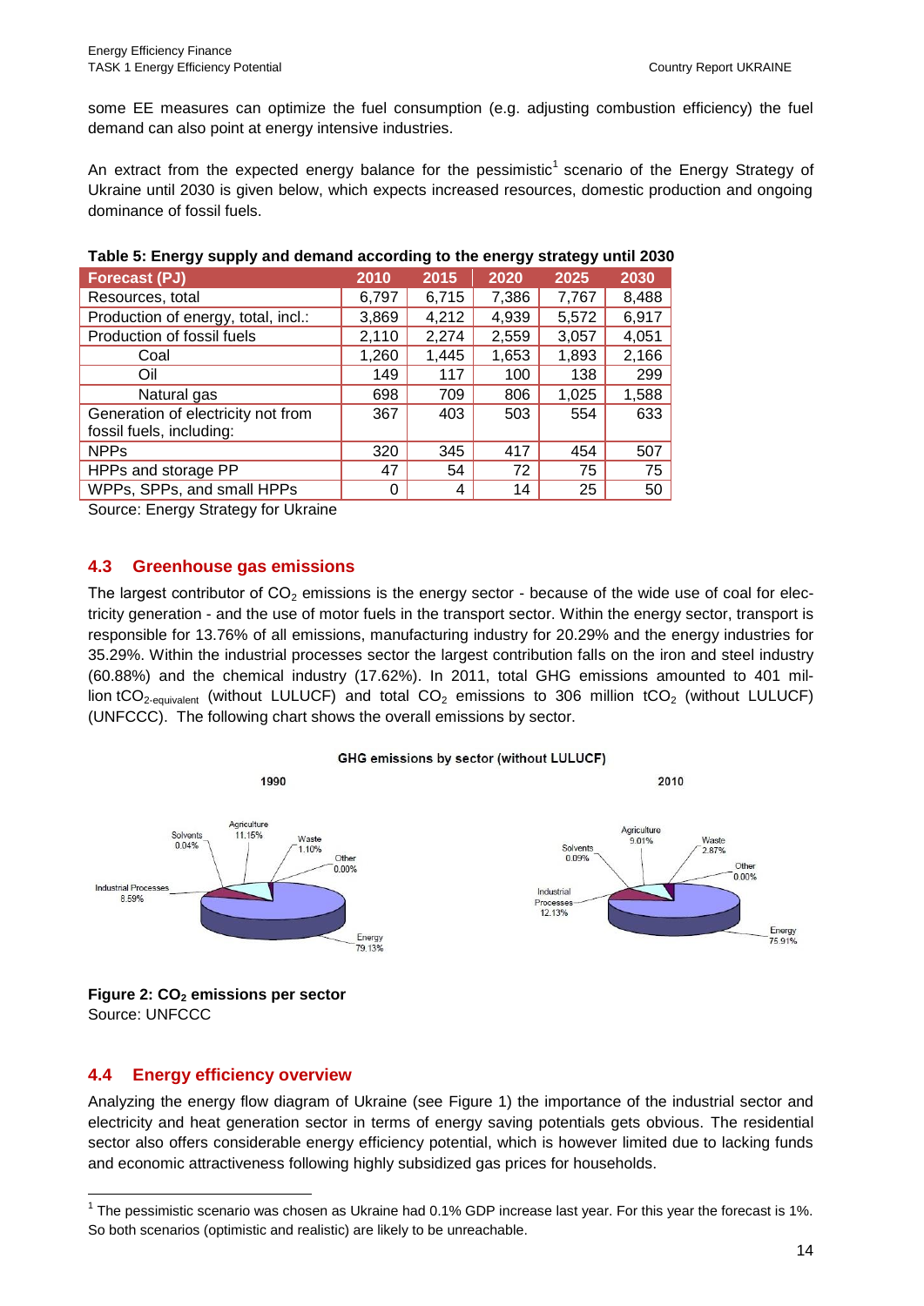some EE measures can optimize the fuel consumption (e.g. adjusting combustion efficiency) the fuel demand can also point at energy intensive industries.

An extract from the expected energy balance for the pessimistic[1] scenario of the Energy Strategy of Ukraine until 2030 is given below, which expects increased resources, domestic production and ongoing dominance of fossil fuels.

**Table 5: Energy supply and demand according to the energy strategy until 2030**

| Forecast (PJ) | 2010 | 2015 | 2020 | 2025 | 2030 |
|---|---|---|---|---|---|
| Resources, total | 6,797 | 6,715 | 7,386 | 7,767 | 8,488 |
| Production of energy, total, incl.: | 3,869 | 4,212 | 4,939 | 5,572 | 6,917 |
| Production of fossil fuels | 2,110 | 2,274 | 2,559 | 3,057 | 4,051 |
| Coal | 1,260 | 1,445 | 1,653 | 1,893 | 2,166 |
| Oil | 149 | 117 | 100 | 138 | 299 |
| Natural gas | 698 | 709 | 806 | 1,025 | 1,588 |
| Generation of electricity not from fossil fuels, including: | 367 | 403 | 503 | 554 | 633 |
| NPPs | 320 | 345 | 417 | 454 | 507 |
| HPPs and storage PP | 47 | 54 | 72 | 75 | 75 |
| WPPs, SPPs, and small HPPs | 0 | 4 | 14 | 25 | 50 |

Source: Energy Strategy for Ukraine

## 4.3 Greenhouse gas emissions

The largest contributor of $CO_2$ emissions is the energy sector - because of the wide use of coal for electricity generation - and the use of motor fuels in the transport sector. Within the energy sector, transport is responsible for 13.76% of all emissions, manufacturing industry for 20.29% and the energy industries for 35.29%. Within the industrial processes sector the largest contribution falls on the iron and steel industry (60.88%) and the chemical industry (17.62%). In 2011, total GHG emissions amounted to 401 million $tCO_{2\text{-equivalent}}$ (without LULUCF) and total $CO_2$ emissions to 306 million $tCO_2$ (without LULUCF) (UNFCCC). The following chart shows the overall emissions by sector.

**Figure 2: $CO_2$ emissions per sector**
Source: UNFCCC

## 4.4 Energy efficiency overview

Analyzing the energy flow diagram of Ukraine (see Figure 1) the importance of the industrial sector and electricity and heat generation sector in terms of energy saving potentials gets obvious. The residential sector also offers considerable energy efficiency potential, which is however limited due to lacking funds and economic attractiveness following highly subsidized gas prices for households.

[1] The pessimistic scenario was chosen as Ukraine had 0.1% GDP increase last year. For this year the forecast is 1%. So both scenarios (optimistic and realistic) are likely to be unreachable.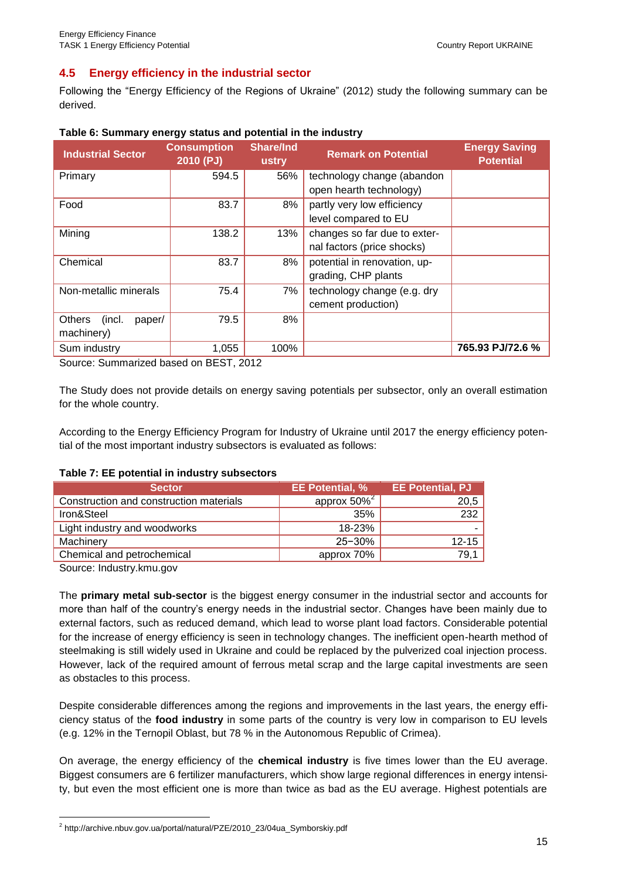## 4.5 Energy efficiency in the industrial sector

Following the "Energy Efficiency of the Regions of Ukraine" (2012) study the following summary can be derived.

**Table 6: Summary energy status and potential in the industry**

| Industrial Sector | Consumption 2010 (PJ) | Share/Industry | Remark on Potential | Energy Saving Potential |
|---|---|---|---|---|
| Primary | 594.5 | 56% | technology change (abandon open hearth technology) | |
| Food | 83.7 | 8% | partly very low efficiency level compared to EU | |
| Mining | 138.2 | 13% | changes so far due to external factors (price shocks) | |
| Chemical | 83.7 | 8% | potential in renovation, upgrading, CHP plants | |
| Non-metallic minerals | 75.4 | 7% | technology change (e.g. dry cement production) | |
| Others (incl. paper/ machinery) | 79.5 | 8% | | |
| Sum industry | 1,055 | 100% | | **765.93 PJ/72.6 %** |

Source: Summarized based on BEST, 2012

The Study does not provide details on energy saving potentials per subsector, only an overall estimation for the whole country.

According to the Energy Efficiency Program for Industry of Ukraine until 2017 the energy efficiency potential of the most important industry subsectors is evaluated as follows:

**Table 7: EE potential in industry subsectors**

| Sector | EE Potential, % | EE Potential, PJ |
|---|---|---|
| Construction and construction materials | approx 50%[2] | 20,5 |
| Iron&Steel | 35% | 232 |
| Light industry and woodworks | 18-23% | - |
| Machinery | 25−30% | 12-15 |
| Chemical and petrochemical | approx 70% | 79,1 |

Source: Industry.kmu.gov

The **primary metal sub-sector** is the biggest energy consumer in the industrial sector and accounts for more than half of the country's energy needs in the industrial sector. Changes have been mainly due to external factors, such as reduced demand, which lead to worse plant load factors. Considerable potential for the increase of energy efficiency is seen in technology changes. The inefficient open-hearth method of steelmaking is still widely used in Ukraine and could be replaced by the pulverized coal injection process. However, lack of the required amount of ferrous metal scrap and the large capital investments are seen as obstacles to this process.

Despite considerable differences among the regions and improvements in the last years, the energy efficiency status of the **food industry** in some parts of the country is very low in comparison to EU levels (e.g. 12% in the Ternopil Oblast, but 78 % in the Autonomous Republic of Crimea).

On average, the energy efficiency of the **chemical industry** is five times lower than the EU average. Biggest consumers are 6 fertilizer manufacturers, which show large regional differences in energy intensity, but even the most efficient one is more than twice as bad as the EU average. Highest potentials are

[2] http://archive.nbuv.gov.ua/portal/natural/PZE/2010_23/04ua_Symborskiy.pdf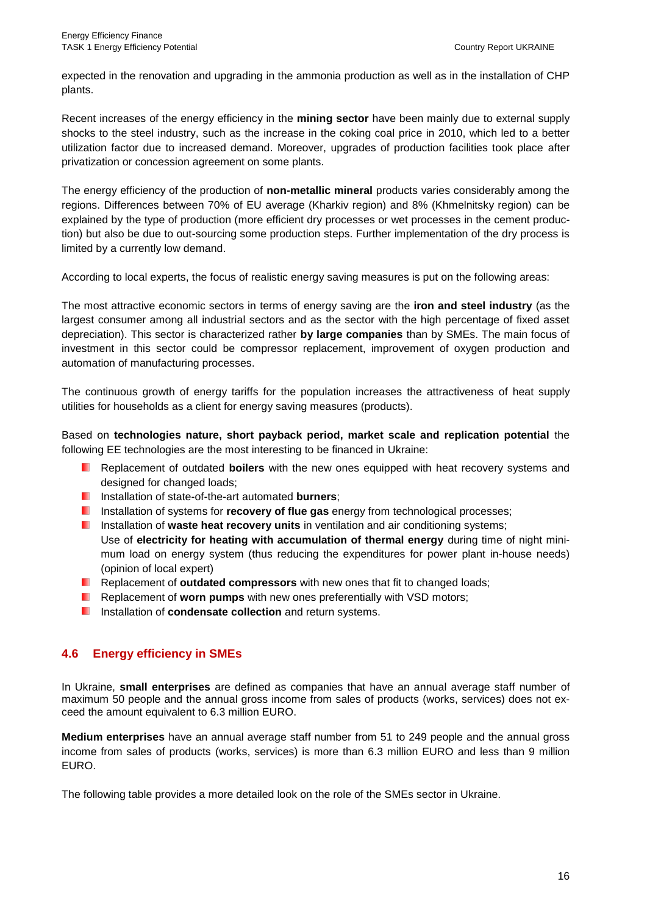expected in the renovation and upgrading in the ammonia production as well as in the installation of CHP plants.

Recent increases of the energy efficiency in the **mining sector** have been mainly due to external supply shocks to the steel industry, such as the increase in the coking coal price in 2010, which led to a better utilization factor due to increased demand. Moreover, upgrades of production facilities took place after privatization or concession agreement on some plants.

The energy efficiency of the production of **non-metallic mineral** products varies considerably among the regions. Differences between 70% of EU average (Kharkiv region) and 8% (Khmelnitsky region) can be explained by the type of production (more efficient dry processes or wet processes in the cement production) but also be due to out-sourcing some production steps. Further implementation of the dry process is limited by a currently low demand.

According to local experts, the focus of realistic energy saving measures is put on the following areas:

The most attractive economic sectors in terms of energy saving are the **iron and steel industry** (as the largest consumer among all industrial sectors and as the sector with the high percentage of fixed asset depreciation). This sector is characterized rather **by large companies** than by SMEs. The main focus of investment in this sector could be compressor replacement, improvement of oxygen production and automation of manufacturing processes.

The continuous growth of energy tariffs for the population increases the attractiveness of heat supply utilities for households as a client for energy saving measures (products).

Based on **technologies nature, short payback period, market scale and replication potential** the following EE technologies are the most interesting to be financed in Ukraine:

- Replacement of outdated **boilers** with the new ones equipped with heat recovery systems and designed for changed loads;
- Installation of state-of-the-art automated **burners**;
- Installation of systems for **recovery of flue gas** energy from technological processes;
- Installation of **waste heat recovery units** in ventilation and air conditioning systems;
  Use of **electricity for heating with accumulation of thermal energy** during time of night minimum load on energy system (thus reducing the expenditures for power plant in-house needs) (opinion of local expert)
- Replacement of **outdated compressors** with new ones that fit to changed loads;
- Replacement of **worn pumps** with new ones preferentially with VSD motors;
- Installation of **condensate collection** and return systems.

## 4.6 Energy efficiency in SMEs

In Ukraine, **small enterprises** are defined as companies that have an annual average staff number of maximum 50 people and the annual gross income from sales of products (works, services) does not exceed the amount equivalent to 6.3 million EURO.

**Medium enterprises** have an annual average staff number from 51 to 249 people and the annual gross income from sales of products (works, services) is more than 6.3 million EURO and less than 9 million EURO.

The following table provides a more detailed look on the role of the SMEs sector in Ukraine.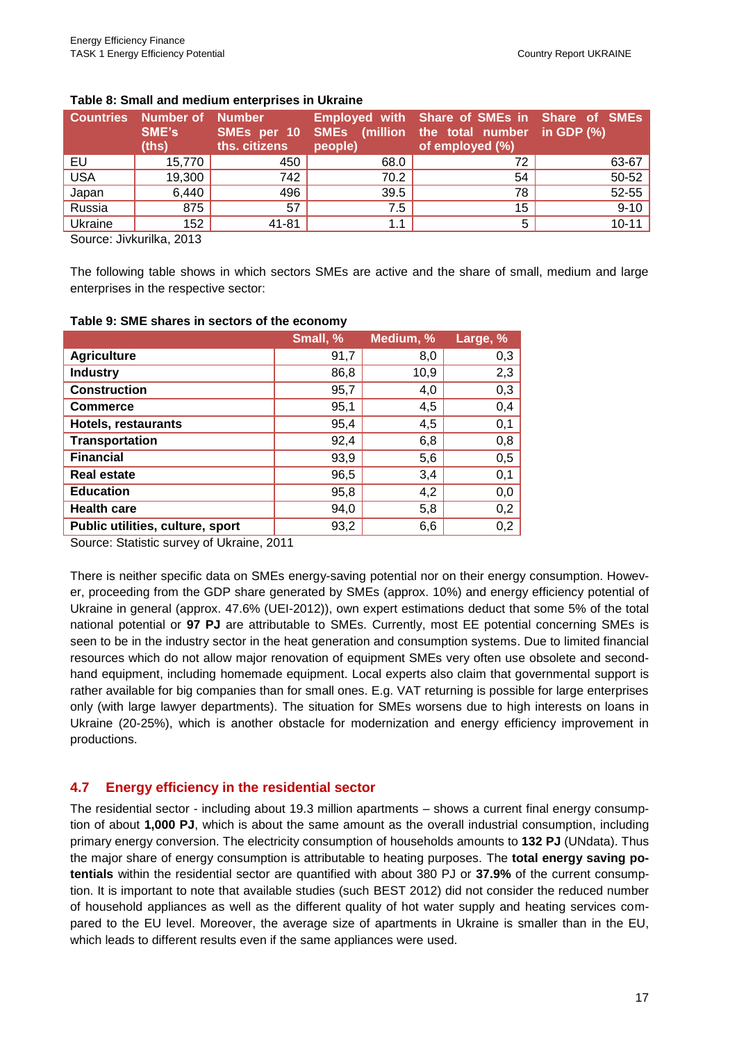**Table 8: Small and medium enterprises in Ukraine**

| Countries | Number of SME's (ths) | Number SMEs per 10 ths. citizens | Employed with SMEs (million people) | Share of SMEs in the total number of employed (%) | Share of SMEs in GDP (%) |
|---|---|---|---|---|---|
| EU | 15,770 | 450 | 68.0 | 72 | 63-67 |
| USA | 19,300 | 742 | 70.2 | 54 | 50-52 |
| Japan | 6,440 | 496 | 39.5 | 78 | 52-55 |
| Russia | 875 | 57 | 7.5 | 15 | 9-10 |
| Ukraine | 152 | 41-81 | 1.1 | 5 | 10-11 |

Source: Jivkurilka, 2013

The following table shows in which sectors SMEs are active and the share of small, medium and large enterprises in the respective sector:

**Table 9: SME shares in sectors of the economy**

| | Small, % | Medium, % | Large, % |
|---|---|---|---|
| **Agriculture** | 91,7 | 8,0 | 0,3 |
| **Industry** | 86,8 | 10,9 | 2,3 |
| **Construction** | 95,7 | 4,0 | 0,3 |
| **Commerce** | 95,1 | 4,5 | 0,4 |
| **Hotels, restaurants** | 95,4 | 4,5 | 0,1 |
| **Transportation** | 92,4 | 6,8 | 0,8 |
| **Financial** | 93,9 | 5,6 | 0,5 |
| **Real estate** | 96,5 | 3,4 | 0,1 |
| **Education** | 95,8 | 4,2 | 0,0 |
| **Health care** | 94,0 | 5,8 | 0,2 |
| **Public utilities, culture, sport** | 93,2 | 6,6 | 0,2 |

Source: Statistic survey of Ukraine, 2011

There is neither specific data on SMEs energy-saving potential nor on their energy consumption. However, proceeding from the GDP share generated by SMEs (approx. 10%) and energy efficiency potential of Ukraine in general (approx. 47.6% (UEI-2012)), own expert estimations deduct that some 5% of the total national potential or **97 PJ** are attributable to SMEs. Currently, most EE potential concerning SMEs is seen to be in the industry sector in the heat generation and consumption systems. Due to limited financial resources which do not allow major renovation of equipment SMEs very often use obsolete and second-hand equipment, including homemade equipment. Local experts also claim that governmental support is rather available for big companies than for small ones. E.g. VAT returning is possible for large enterprises only (with large lawyer departments). The situation for SMEs worsens due to high interests on loans in Ukraine (20-25%), which is another obstacle for modernization and energy efficiency improvement in productions.

## 4.7 Energy efficiency in the residential sector

The residential sector - including about 19.3 million apartments – shows a current final energy consumption of about **1,000 PJ**, which is about the same amount as the overall industrial consumption, including primary energy conversion. The electricity consumption of households amounts to **132 PJ** (UNdata). Thus the major share of energy consumption is attributable to heating purposes. The **total energy saving potentials** within the residential sector are quantified with about 380 PJ or **37.9%** of the current consumption. It is important to note that available studies (such BEST 2012) did not consider the reduced number of household appliances as well as the different quality of hot water supply and heating services compared to the EU level. Moreover, the average size of apartments in Ukraine is smaller than in the EU, which leads to different results even if the same appliances were used.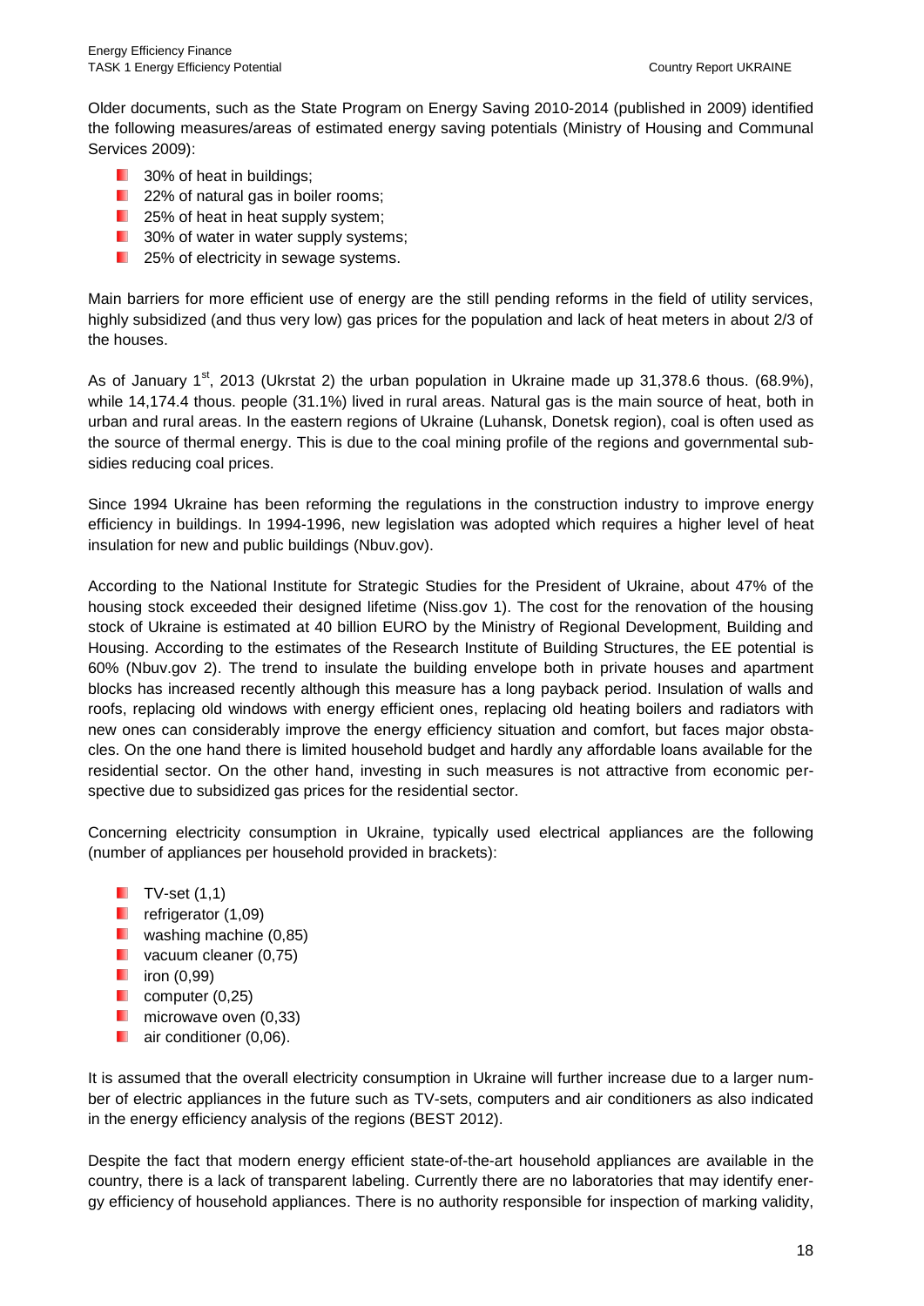Older documents, such as the State Program on Energy Saving 2010-2014 (published in 2009) identified the following measures/areas of estimated energy saving potentials (Ministry of Housing and Communal Services 2009):

- 30% of heat in buildings;
- 22% of natural gas in boiler rooms;
- 25% of heat in heat supply system;
- 30% of water in water supply systems;
- 25% of electricity in sewage systems.

Main barriers for more efficient use of energy are the still pending reforms in the field of utility services, highly subsidized (and thus very low) gas prices for the population and lack of heat meters in about 2/3 of the houses.

As of January 1st, 2013 (Ukrstat 2) the urban population in Ukraine made up 31,378.6 thous. (68.9%), while 14,174.4 thous. people (31.1%) lived in rural areas. Natural gas is the main source of heat, both in urban and rural areas. In the eastern regions of Ukraine (Luhansk, Donetsk region), coal is often used as the source of thermal energy. This is due to the coal mining profile of the regions and governmental subsidies reducing coal prices.

Since 1994 Ukraine has been reforming the regulations in the construction industry to improve energy efficiency in buildings. In 1994-1996, new legislation was adopted which requires a higher level of heat insulation for new and public buildings (Nbuv.gov).

According to the National Institute for Strategic Studies for the President of Ukraine, about 47% of the housing stock exceeded their designed lifetime (Niss.gov 1). The cost for the renovation of the housing stock of Ukraine is estimated at 40 billion EURO by the Ministry of Regional Development, Building and Housing. According to the estimates of the Research Institute of Building Structures, the EE potential is 60% (Nbuv.gov 2). The trend to insulate the building envelope both in private houses and apartment blocks has increased recently although this measure has a long payback period. Insulation of walls and roofs, replacing old windows with energy efficient ones, replacing old heating boilers and radiators with new ones can considerably improve the energy efficiency situation and comfort, but faces major obstacles. On the one hand there is limited household budget and hardly any affordable loans available for the residential sector. On the other hand, investing in such measures is not attractive from economic perspective due to subsidized gas prices for the residential sector.

Concerning electricity consumption in Ukraine, typically used electrical appliances are the following (number of appliances per household provided in brackets):

- TV-set (1,1)
- refrigerator (1,09)
- washing machine (0,85)
- vacuum cleaner (0,75)
- iron (0,99)
- computer (0,25)
- microwave oven (0,33)
- air conditioner (0,06).

It is assumed that the overall electricity consumption in Ukraine will further increase due to a larger number of electric appliances in the future such as TV-sets, computers and air conditioners as also indicated in the energy efficiency analysis of the regions (BEST 2012).

Despite the fact that modern energy efficient state-of-the-art household appliances are available in the country, there is a lack of transparent labeling. Currently there are no laboratories that may identify energy efficiency of household appliances. There is no authority responsible for inspection of marking validity,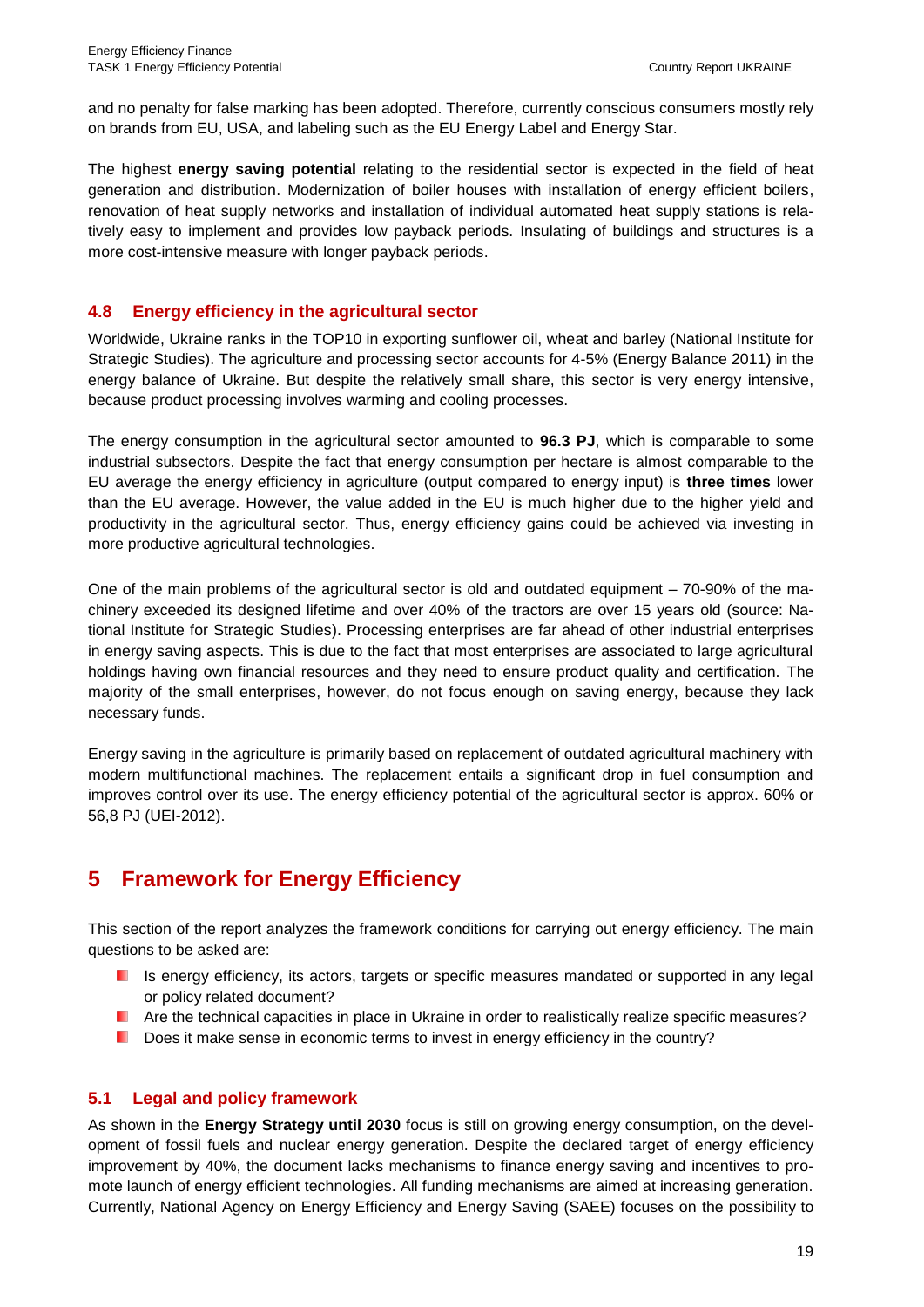and no penalty for false marking has been adopted. Therefore, currently conscious consumers mostly rely on brands from EU, USA, and labeling such as the EU Energy Label and Energy Star.

The highest **energy saving potential** relating to the residential sector is expected in the field of heat generation and distribution. Modernization of boiler houses with installation of energy efficient boilers, renovation of heat supply networks and installation of individual automated heat supply stations is relatively easy to implement and provides low payback periods. Insulating of buildings and structures is a more cost-intensive measure with longer payback periods.

### 4.8 Energy efficiency in the agricultural sector

Worldwide, Ukraine ranks in the TOP10 in exporting sunflower oil, wheat and barley (National Institute for Strategic Studies). The agriculture and processing sector accounts for 4-5% (Energy Balance 2011) in the energy balance of Ukraine. But despite the relatively small share, this sector is very energy intensive, because product processing involves warming and cooling processes.

The energy consumption in the agricultural sector amounted to **96.3 PJ**, which is comparable to some industrial subsectors. Despite the fact that energy consumption per hectare is almost comparable to the EU average the energy efficiency in agriculture (output compared to energy input) is **three times** lower than the EU average. However, the value added in the EU is much higher due to the higher yield and productivity in the agricultural sector. Thus, energy efficiency gains could be achieved via investing in more productive agricultural technologies.

One of the main problems of the agricultural sector is old and outdated equipment – 70-90% of the machinery exceeded its designed lifetime and over 40% of the tractors are over 15 years old (source: National Institute for Strategic Studies). Processing enterprises are far ahead of other industrial enterprises in energy saving aspects. This is due to the fact that most enterprises are associated to large agricultural holdings having own financial resources and they need to ensure product quality and certification. The majority of the small enterprises, however, do not focus enough on saving energy, because they lack necessary funds.

Energy saving in the agriculture is primarily based on replacement of outdated agricultural machinery with modern multifunctional machines. The replacement entails a significant drop in fuel consumption and improves control over its use. The energy efficiency potential of the agricultural sector is approx. 60% or 56,8 PJ (UEI-2012).

## 5 Framework for Energy Efficiency

This section of the report analyzes the framework conditions for carrying out energy efficiency. The main questions to be asked are:

- Is energy efficiency, its actors, targets or specific measures mandated or supported in any legal or policy related document?
- Are the technical capacities in place in Ukraine in order to realistically realize specific measures?
- Does it make sense in economic terms to invest in energy efficiency in the country?

### 5.1 Legal and policy framework

As shown in the **Energy Strategy until 2030** focus is still on growing energy consumption, on the development of fossil fuels and nuclear energy generation. Despite the declared target of energy efficiency improvement by 40%, the document lacks mechanisms to finance energy saving and incentives to promote launch of energy efficient technologies. All funding mechanisms are aimed at increasing generation. Currently, National Agency on Energy Efficiency and Energy Saving (SAEE) focuses on the possibility to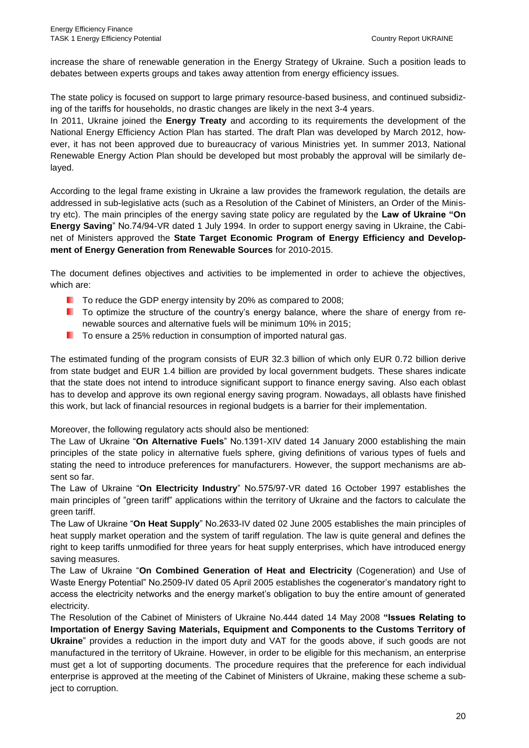increase the share of renewable generation in the Energy Strategy of Ukraine. Such a position leads to debates between experts groups and takes away attention from energy efficiency issues.

The state policy is focused on support to large primary resource-based business, and continued subsidizing of the tariffs for households, no drastic changes are likely in the next 3-4 years.
In 2011, Ukraine joined the **Energy Treaty** and according to its requirements the development of the National Energy Efficiency Action Plan has started. The draft Plan was developed by March 2012, however, it has not been approved due to bureaucracy of various Ministries yet. In summer 2013, National Renewable Energy Action Plan should be developed but most probably the approval will be similarly delayed.

According to the legal frame existing in Ukraine a law provides the framework regulation, the details are addressed in sub-legislative acts (such as a Resolution of the Cabinet of Ministers, an Order of the Ministry etc). The main principles of the energy saving state policy are regulated by the **Law of Ukraine "On Energy Saving"** No.74/94-VR dated 1 July 1994. In order to support energy saving in Ukraine, the Cabinet of Ministers approved the **State Target Economic Program of Energy Efficiency and Development of Energy Generation from Renewable Sources** for 2010-2015.

The document defines objectives and activities to be implemented in order to achieve the objectives, which are:

- To reduce the GDP energy intensity by 20% as compared to 2008;
- To optimize the structure of the country's energy balance, where the share of energy from renewable sources and alternative fuels will be minimum 10% in 2015;
- To ensure a 25% reduction in consumption of imported natural gas.

The estimated funding of the program consists of EUR 32.3 billion of which only EUR 0.72 billion derive from state budget and EUR 1.4 billion are provided by local government budgets. These shares indicate that the state does not intend to introduce significant support to finance energy saving. Also each oblast has to develop and approve its own regional energy saving program. Nowadays, all oblasts have finished this work, but lack of financial resources in regional budgets is a barrier for their implementation.

Moreover, the following regulatory acts should also be mentioned:
The Law of Ukraine "**On Alternative Fuels**" No.1391-XIV dated 14 January 2000 establishing the main principles of the state policy in alternative fuels sphere, giving definitions of various types of fuels and stating the need to introduce preferences for manufacturers. However, the support mechanisms are absent so far.
The Law of Ukraine "**On Electricity Industry**" No.575/97-VR dated 16 October 1997 establishes the main principles of "green tariff" applications within the territory of Ukraine and the factors to calculate the green tariff.
The Law of Ukraine "**On Heat Supply**" No.2633-IV dated 02 June 2005 establishes the main principles of heat supply market operation and the system of tariff regulation. The law is quite general and defines the right to keep tariffs unmodified for three years for heat supply enterprises, which have introduced energy saving measures.
The Law of Ukraine "**On Combined Generation of Heat and Electricity** (Cogeneration) and Use of Waste Energy Potential" No.2509-IV dated 05 April 2005 establishes the cogenerator's mandatory right to access the electricity networks and the energy market's obligation to buy the entire amount of generated electricity.
The Resolution of the Cabinet of Ministers of Ukraine No.444 dated 14 May 2008 **"Issues Relating to Importation of Energy Saving Materials, Equipment and Components to the Customs Territory of Ukraine**" provides a reduction in the import duty and VAT for the goods above, if such goods are not manufactured in the territory of Ukraine. However, in order to be eligible for this mechanism, an enterprise must get a lot of supporting documents. The procedure requires that the preference for each individual enterprise is approved at the meeting of the Cabinet of Ministers of Ukraine, making these scheme a subject to corruption.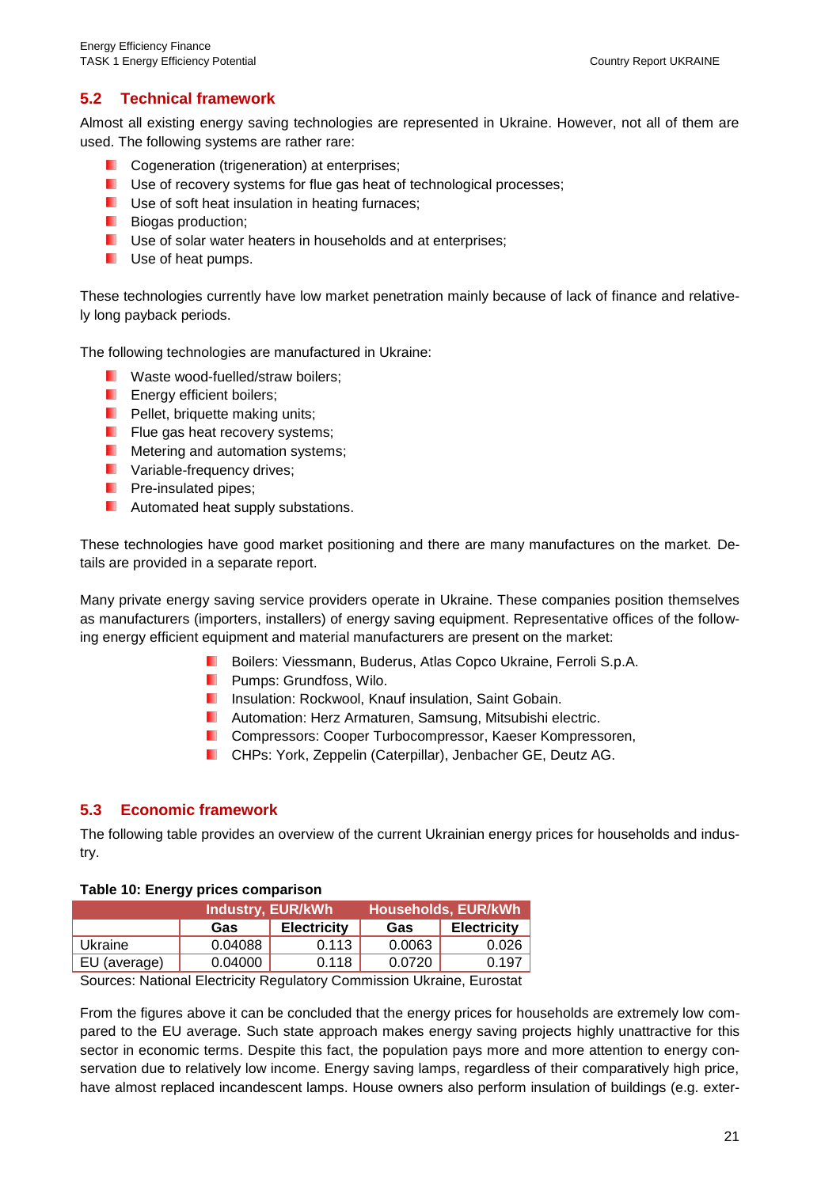## 5.2 Technical framework

Almost all existing energy saving technologies are represented in Ukraine. However, not all of them are used. The following systems are rather rare:

- Cogeneration (trigeneration) at enterprises;
- Use of recovery systems for flue gas heat of technological processes;
- Use of soft heat insulation in heating furnaces;
- Biogas production;
- Use of solar water heaters in households and at enterprises;
- Use of heat pumps.

These technologies currently have low market penetration mainly because of lack of finance and relatively long payback periods.

The following technologies are manufactured in Ukraine:

- Waste wood-fuelled/straw boilers;
- Energy efficient boilers;
- Pellet, briquette making units;
- Flue gas heat recovery systems;
- Metering and automation systems;
- Variable-frequency drives;
- Pre-insulated pipes;
- Automated heat supply substations.

These technologies have good market positioning and there are many manufactures on the market. Details are provided in a separate report.

Many private energy saving service providers operate in Ukraine. These companies position themselves as manufacturers (importers, installers) of energy saving equipment. Representative offices of the following energy efficient equipment and material manufacturers are present on the market:

- Boilers: Viessmann, Buderus, Atlas Copco Ukraine, Ferroli S.p.A.
- Pumps: Grundfoss, Wilo.
- Insulation: Rockwool, Knauf insulation, Saint Gobain.
- Automation: Herz Armaturen, Samsung, Mitsubishi electric.
- Compressors: Cooper Turbocompressor, Kaeser Kompressoren,
- CHPs: York, Zeppelin (Caterpillar), Jenbacher GE, Deutz AG.

## 5.3 Economic framework

The following table provides an overview of the current Ukrainian energy prices for households and industry.

**Table 10: Energy prices comparison**

| | Industry, EUR/kWh | | Households, EUR/kWh | |
|---|---|---|---|---|
| | Gas | Electricity | Gas | Electricity |
| Ukraine | 0.04088 | 0.113 | 0.0063 | 0.026 |
| EU (average) | 0.04000 | 0.118 | 0.0720 | 0.197 |

Sources: National Electricity Regulatory Commission Ukraine, Eurostat

From the figures above it can be concluded that the energy prices for households are extremely low compared to the EU average. Such state approach makes energy saving projects highly unattractive for this sector in economic terms. Despite this fact, the population pays more and more attention to energy conservation due to relatively low income. Energy saving lamps, regardless of their comparatively high price, have almost replaced incandescent lamps. House owners also perform insulation of buildings (e.g. exter-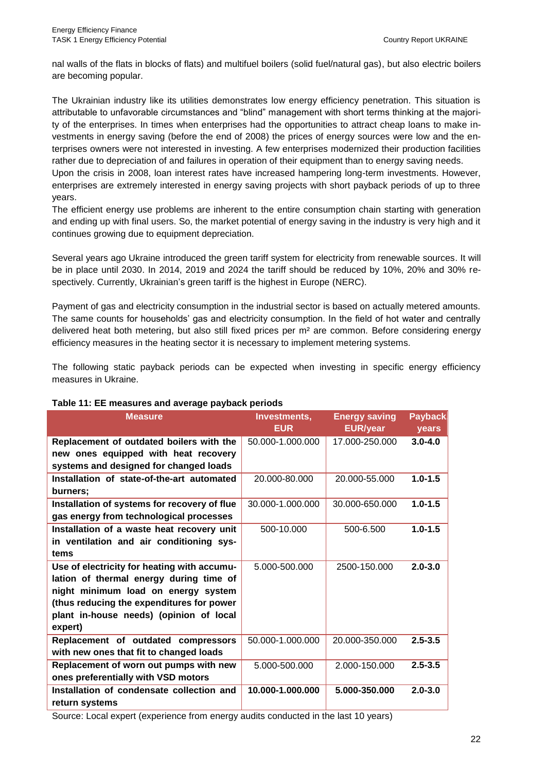nal walls of the flats in blocks of flats) and multifuel boilers (solid fuel/natural gas), but also electric boilers are becoming popular.

The Ukrainian industry like its utilities demonstrates low energy efficiency penetration. This situation is attributable to unfavorable circumstances and "blind" management with short terms thinking at the majority of the enterprises. In times when enterprises had the opportunities to attract cheap loans to make investments in energy saving (before the end of 2008) the prices of energy sources were low and the enterprises owners were not interested in investing. A few enterprises modernized their production facilities rather due to depreciation of and failures in operation of their equipment than to energy saving needs.
Upon the crisis in 2008, loan interest rates have increased hampering long-term investments. However, enterprises are extremely interested in energy saving projects with short payback periods of up to three years.
The efficient energy use problems are inherent to the entire consumption chain starting with generation and ending up with final users. So, the market potential of energy saving in the industry is very high and it continues growing due to equipment depreciation.

Several years ago Ukraine introduced the green tariff system for electricity from renewable sources. It will be in place until 2030. In 2014, 2019 and 2024 the tariff should be reduced by 10%, 20% and 30% respectively. Currently, Ukrainian's green tariff is the highest in Europe (NERC).

Payment of gas and electricity consumption in the industrial sector is based on actually metered amounts. The same counts for households' gas and electricity consumption. In the field of hot water and centrally delivered heat both metering, but also still fixed prices per m² are common. Before considering energy efficiency measures in the heating sector it is necessary to implement metering systems.

The following static payback periods can be expected when investing in specific energy efficiency measures in Ukraine.

**Table 11: EE measures and average payback periods**

| Measure | Investments, EUR | Energy saving EUR/year | Payback years |
|---|---|---|---|
| **Replacement of outdated boilers with the new ones equipped with heat recovery systems and designed for changed loads** | 50.000-1.000.000 | 17.000-250.000 | **3.0-4.0** |
| **Installation of state-of-the-art automated burners;** | 20.000-80.000 | 20.000-55.000 | **1.0-1.5** |
| **Installation of systems for recovery of flue gas energy from technological processes** | 30.000-1.000.000 | 30.000-650.000 | **1.0-1.5** |
| **Installation of a waste heat recovery unit in ventilation and air conditioning systems** | 500-10.000 | 500-6.500 | **1.0-1.5** |
| **Use of electricity for heating with accumulation of thermal energy during time of night minimum load on energy system (thus reducing the expenditures for power plant in-house needs) (opinion of local expert)** | 5.000-500.000 | 2500-150.000 | **2.0-3.0** |
| **Replacement of outdated compressors with new ones that fit to changed loads** | 50.000-1.000.000 | 20.000-350.000 | **2.5-3.5** |
| **Replacement of worn out pumps with new ones preferentially with VSD motors** | 5.000-500.000 | 2.000-150.000 | **2.5-3.5** |
| **Installation of condensate collection and return systems** | **10.000-1.000.000** | **5.000-350.000** | **2.0-3.0** |

Source: Local expert (experience from energy audits conducted in the last 10 years)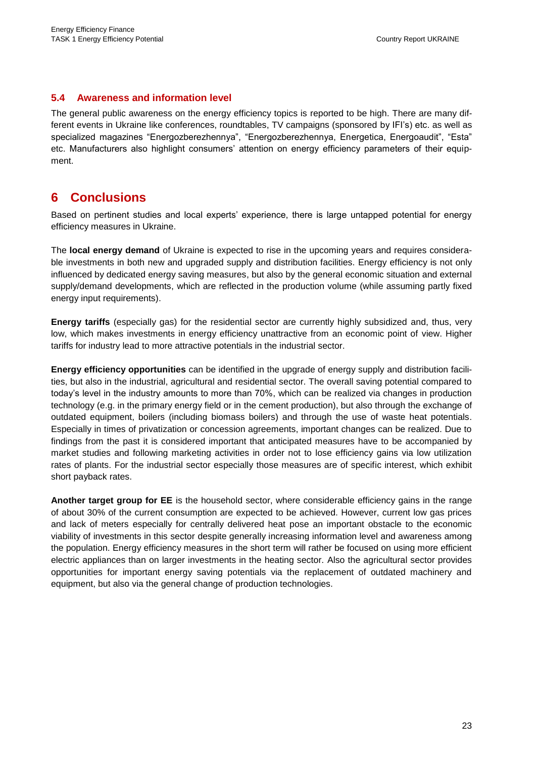### 5.4 Awareness and information level

The general public awareness on the energy efficiency topics is reported to be high. There are many different events in Ukraine like conferences, roundtables, TV campaigns (sponsored by IFI's) etc. as well as specialized magazines "Energozberezhennya", "Energozberezhennya, Energetica, Energoaudit", "Esta" etc. Manufacturers also highlight consumers' attention on energy efficiency parameters of their equipment.

# 6 Conclusions

Based on pertinent studies and local experts' experience, there is large untapped potential for energy efficiency measures in Ukraine.

The **local energy demand** of Ukraine is expected to rise in the upcoming years and requires considerable investments in both new and upgraded supply and distribution facilities. Energy efficiency is not only influenced by dedicated energy saving measures, but also by the general economic situation and external supply/demand developments, which are reflected in the production volume (while assuming partly fixed energy input requirements).

**Energy tariffs** (especially gas) for the residential sector are currently highly subsidized and, thus, very low, which makes investments in energy efficiency unattractive from an economic point of view. Higher tariffs for industry lead to more attractive potentials in the industrial sector.

**Energy efficiency opportunities** can be identified in the upgrade of energy supply and distribution facilities, but also in the industrial, agricultural and residential sector. The overall saving potential compared to today's level in the industry amounts to more than 70%, which can be realized via changes in production technology (e.g. in the primary energy field or in the cement production), but also through the exchange of outdated equipment, boilers (including biomass boilers) and through the use of waste heat potentials. Especially in times of privatization or concession agreements, important changes can be realized. Due to findings from the past it is considered important that anticipated measures have to be accompanied by market studies and following marketing activities in order not to lose efficiency gains via low utilization rates of plants. For the industrial sector especially those measures are of specific interest, which exhibit short payback rates.

**Another target group for EE** is the household sector, where considerable efficiency gains in the range of about 30% of the current consumption are expected to be achieved. However, current low gas prices and lack of meters especially for centrally delivered heat pose an important obstacle to the economic viability of investments in this sector despite generally increasing information level and awareness among the population. Energy efficiency measures in the short term will rather be focused on using more efficient electric appliances than on larger investments in the heating sector. Also the agricultural sector provides opportunities for important energy saving potentials via the replacement of outdated machinery and equipment, but also via the general change of production technologies.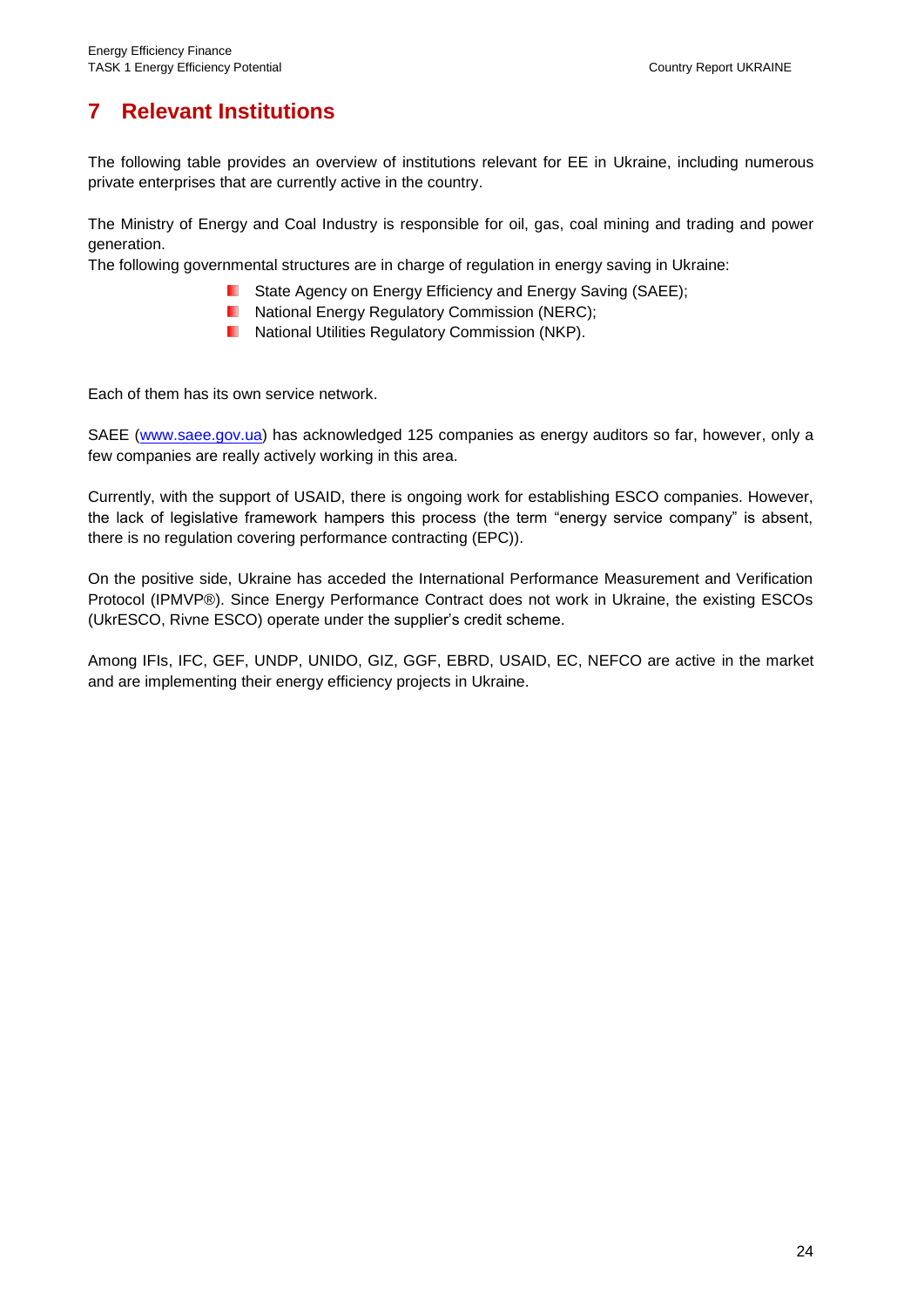# 7 Relevant Institutions

The following table provides an overview of institutions relevant for EE in Ukraine, including numerous private enterprises that are currently active in the country.

The Ministry of Energy and Coal Industry is responsible for oil, gas, coal mining and trading and power generation.
The following governmental structures are in charge of regulation in energy saving in Ukraine:

- State Agency on Energy Efficiency and Energy Saving (SAEE);
- National Energy Regulatory Commission (NERC);
- National Utilities Regulatory Commission (NKP).

Each of them has its own service network.

SAEE (www.saee.gov.ua) has acknowledged 125 companies as energy auditors so far, however, only a few companies are really actively working in this area.

Currently, with the support of USAID, there is ongoing work for establishing ESCO companies. However, the lack of legislative framework hampers this process (the term "energy service company" is absent, there is no regulation covering performance contracting (EPC)).

On the positive side, Ukraine has acceded the International Performance Measurement and Verification Protocol (IPMVP®). Since Energy Performance Contract does not work in Ukraine, the existing ESCOs (UkrESCO, Rivne ESCO) operate under the supplier's credit scheme.

Among IFIs, IFC, GEF, UNDP, UNIDO, GIZ, GGF, EBRD, USAID, EC, NEFCO are active in the market and are implementing their energy efficiency projects in Ukraine.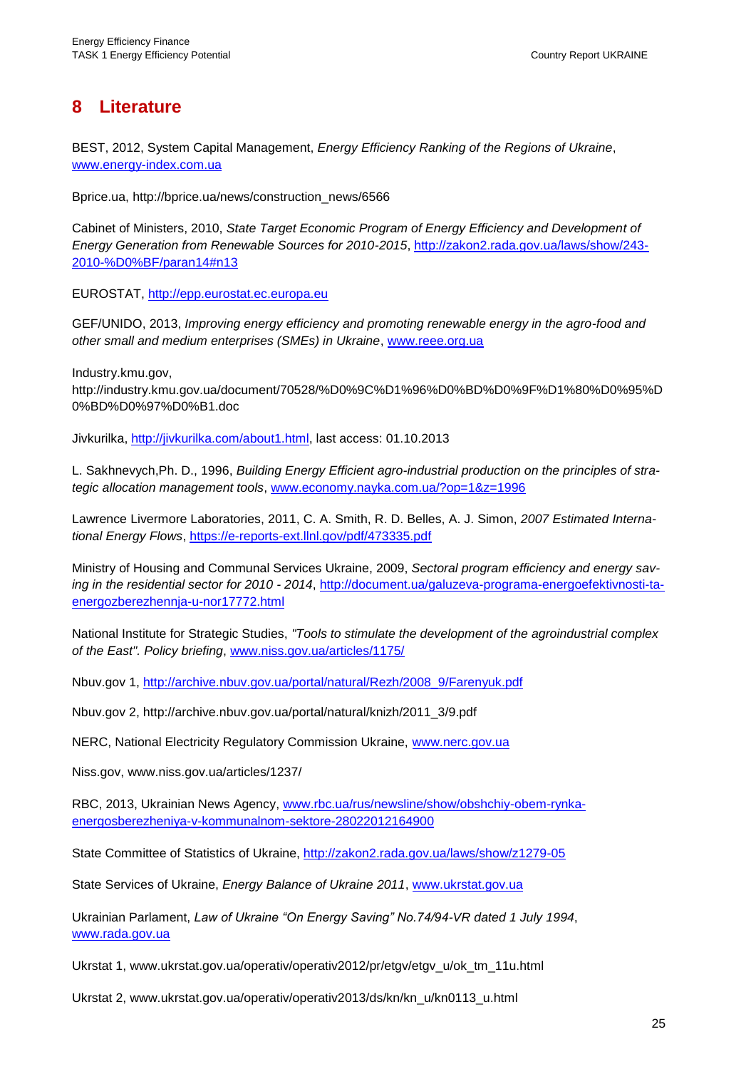# 8 Literature

BEST, 2012, System Capital Management, *Energy Efficiency Ranking of the Regions of Ukraine*, www.energy-index.com.ua

Bprice.ua, http://bprice.ua/news/construction_news/6566

Cabinet of Ministers, 2010, *State Target Economic Program of Energy Efficiency and Development of Energy Generation from Renewable Sources for 2010-2015*, http://zakon2.rada.gov.ua/laws/show/243-2010-%D0%BF/paran14#n13

EUROSTAT, http://epp.eurostat.ec.europa.eu

GEF/UNIDO, 2013, *Improving energy efficiency and promoting renewable energy in the agro-food and other small and medium enterprises (SMEs) in Ukraine*, www.reee.org.ua

Industry.kmu.gov, http://industry.kmu.gov.ua/document/70528/%D0%9C%D1%96%D0%BD%D0%9F%D1%80%D0%95%D0%BD%D0%97%D0%B1.doc

Jivkurilka, http://jivkurilka.com/about1.html, last access: 01.10.2013

L. Sakhnevych,Ph. D., 1996, *Building Energy Efficient agro-industrial production on the principles of strategic allocation management tools*, www.economy.nayka.com.ua/?op=1&z=1996

Lawrence Livermore Laboratories, 2011, C. A. Smith, R. D. Belles, A. J. Simon, *2007 Estimated International Energy Flows*, https://e-reports-ext.llnl.gov/pdf/473335.pdf

Ministry of Housing and Communal Services Ukraine, 2009, *Sectoral program efficiency and energy saving in the residential sector for 2010 - 2014*, http://document.ua/galuzeva-programa-energoefektivnosti-ta-energozberezhennja-u-nor17772.html

National Institute for Strategic Studies, *"Tools to stimulate the development of the agroindustrial complex of the East". Policy briefing*, www.niss.gov.ua/articles/1175/

Nbuv.gov 1, http://archive.nbuv.gov.ua/portal/natural/Rezh/2008_9/Farenyuk.pdf

Nbuv.gov 2, http://archive.nbuv.gov.ua/portal/natural/knizh/2011_3/9.pdf

NERC, National Electricity Regulatory Commission Ukraine, www.nerc.gov.ua

Niss.gov, www.niss.gov.ua/articles/1237/

RBC, 2013, Ukrainian News Agency, www.rbc.ua/rus/newsline/show/obshchiy-obem-rynka-energosberezheniya-v-kommunalnom-sektore-28022012164900

State Committee of Statistics of Ukraine, http://zakon2.rada.gov.ua/laws/show/z1279-05

State Services of Ukraine, *Energy Balance of Ukraine 2011*, www.ukrstat.gov.ua

Ukrainian Parlament, *Law of Ukraine "On Energy Saving" No.74/94-VR dated 1 July 1994*, www.rada.gov.ua

Ukrstat 1, www.ukrstat.gov.ua/operativ/operativ2012/pr/etgv/etgv_u/ok_tm_11u.html

Ukrstat 2, www.ukrstat.gov.ua/operativ/operativ2013/ds/kn/kn_u/kn0113_u.html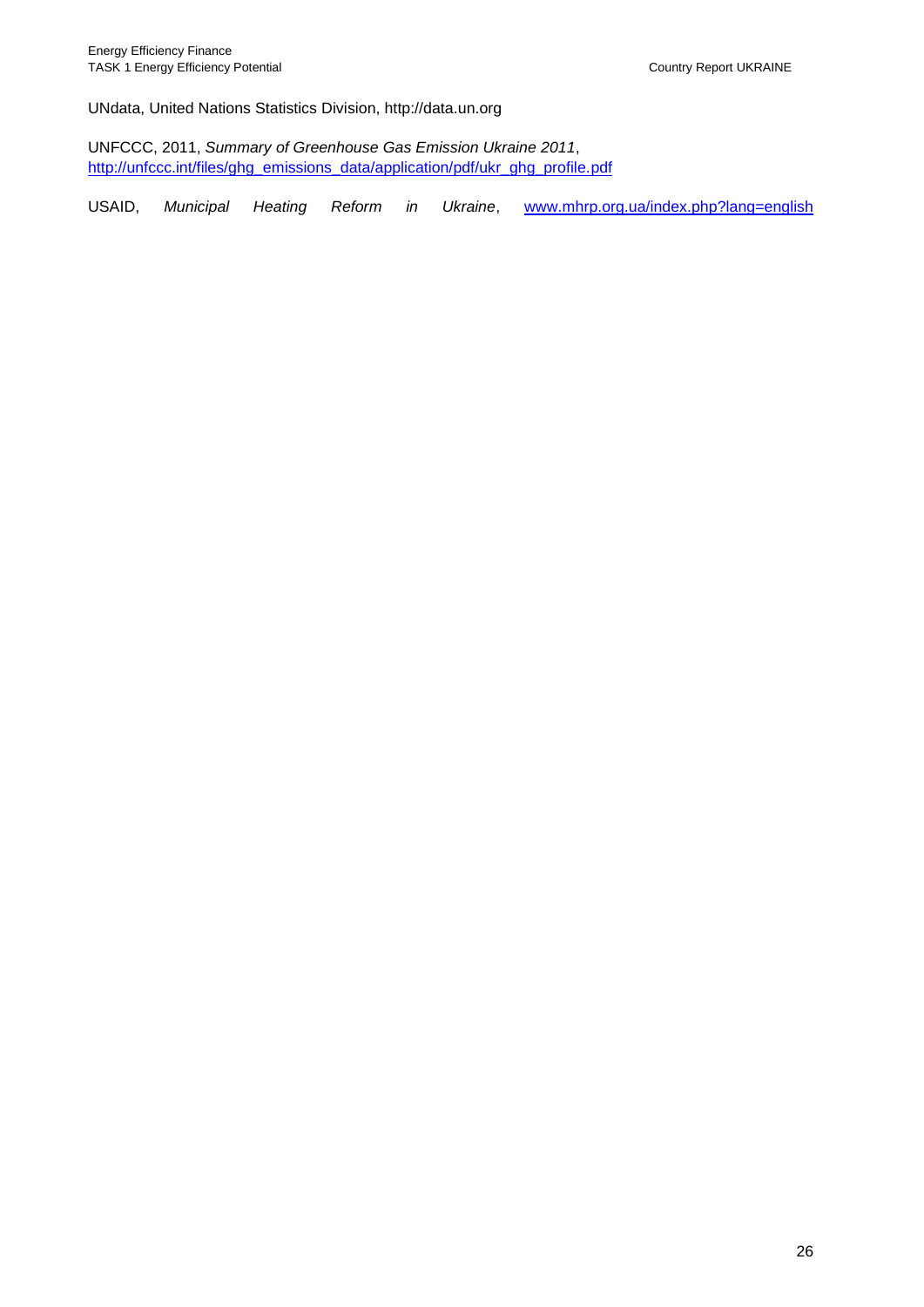UNdata, United Nations Statistics Division, http://data.un.org

UNFCCC, 2011, *Summary of Greenhouse Gas Emission Ukraine 2011*, http://unfccc.int/files/ghg_emissions_data/application/pdf/ukr_ghg_profile.pdf

USAID, *Municipal Heating Reform in Ukraine*, www.mhrp.org.ua/index.php?lang=english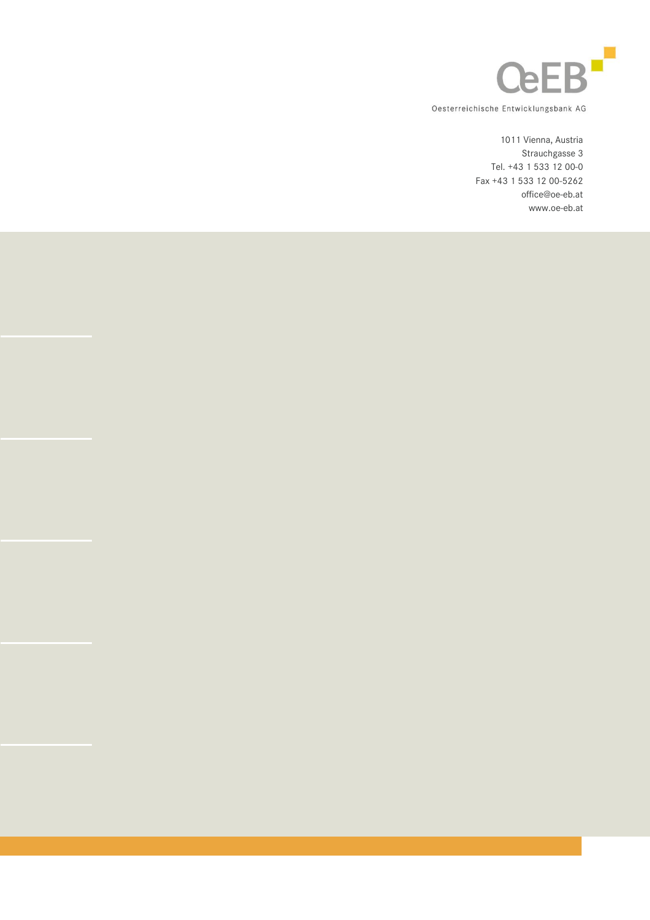OeEB

Oesterreichische Entwicklungsbank AG

1011 Vienna, Austria
Strauchgasse 3
Tel. +43 1 533 12 00-0
Fax +43 1 533 12 00-5262
office@oe-eb.at
www.oe-eb.at